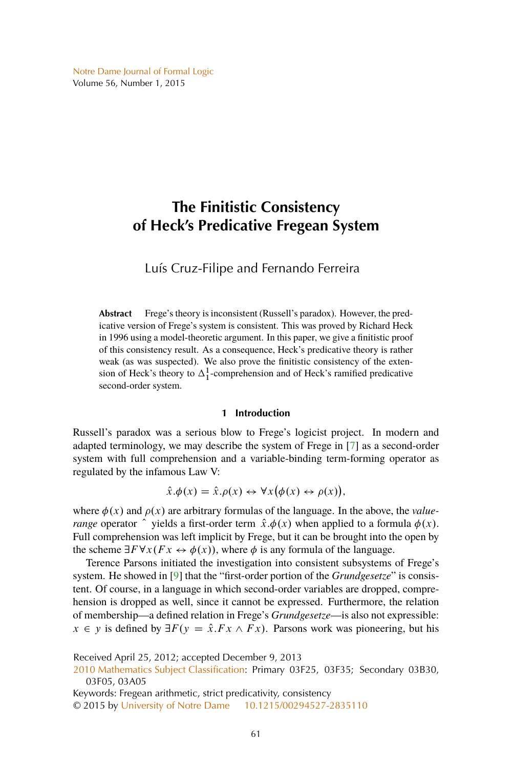Notre Dame Journal of Formal Logic
Volume 56, Number 1, 2015

# The Finitistic Consistency of Heck's Predicative Fregean System

Luís Cruz-Filipe and Fernando Ferreira

**Abstract** Frege's theory is inconsistent (Russell's paradox). However, the predicative version of Frege's system is consistent. This was proved by Richard Heck in 1996 using a model-theoretic argument. In this paper, we give a finitistic proof of this consistency result. As a consequence, Heck's predicative theory is rather weak (as was suspected). We also prove the finitistic consistency of the extension of Heck's theory to $\Delta^1_1$-comprehension and of Heck's ramified predicative second-order system.

## 1 Introduction

Russell's paradox was a serious blow to Frege's logicist project. In modern and adapted terminology, we may describe the system of Frege in [7] as a second-order system with full comprehension and a variable-binding term-forming operator as regulated by the infamous Law V:

$$\hat{x}.\phi(x) = \hat{x}.\rho(x) \leftrightarrow \forall x\big(\phi(x) \leftrightarrow \rho(x)\big),$$

where $\phi(x)$ and $\rho(x)$ are arbitrary formulas of the language. In the above, the *value-range* operator $\hat{}$ yields a first-order term $\hat{x}.\phi(x)$ when applied to a formula $\phi(x)$. Full comprehension was left implicit by Frege, but it can be brought into the open by the scheme $\exists F \forall x(Fx \leftrightarrow \phi(x))$, where $\phi$ is any formula of the language.

Terence Parsons initiated the investigation into consistent subsystems of Frege's system. He showed in [9] that the "first-order portion of the *Grundgesetze*" is consistent. Of course, in a language in which second-order variables are dropped, comprehension is dropped as well, since it cannot be expressed. Furthermore, the relation of membership—a defined relation in Frege's *Grundgesetze*—is also not expressible: $x \in y$ is defined by $\exists F(y = \hat{x}.Fx \wedge Fx)$. Parsons work was pioneering, but his

Received April 25, 2012; accepted December 9, 2013
2010 Mathematics Subject Classification: Primary 03F25, 03F35; Secondary 03B30, 03F05, 03A05
Keywords: Fregean arithmetic, strict predicativity, consistency
© 2015 by University of Notre Dame 10.1215/00294527-2835110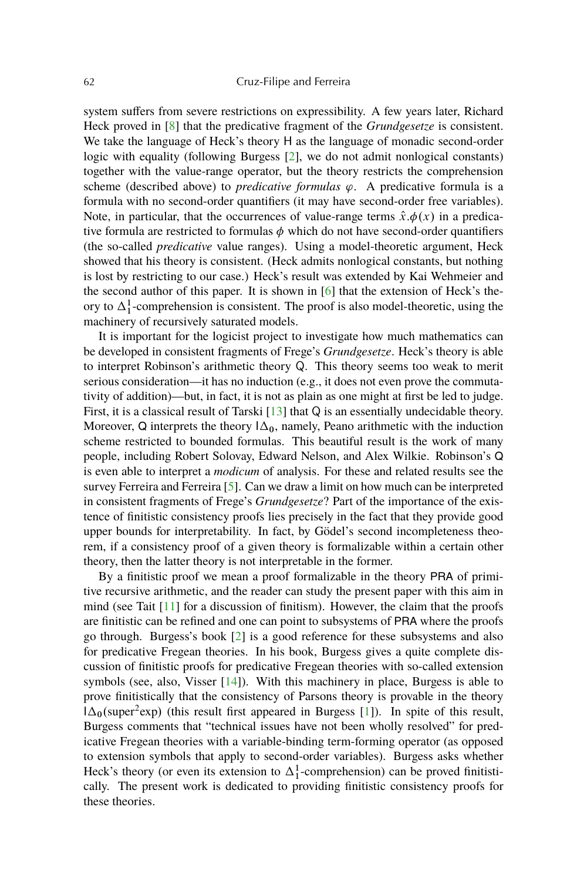system suffers from severe restrictions on expressibility. A few years later, Richard Heck proved in [8] that the predicative fragment of the *Grundgesetze* is consistent. We take the language of Heck's theory H as the language of monadic second-order logic with equality (following Burgess [2], we do not admit nonlogical constants) together with the value-range operator, but the theory restricts the comprehension scheme (described above) to *predicative formulas* $\varphi$. A predicative formula is a formula with no second-order quantifiers (it may have second-order free variables). Note, in particular, that the occurrences of value-range terms $\hat{x}.\phi(x)$ in a predicative formula are restricted to formulas $\phi$ which do not have second-order quantifiers (the so-called *predicative* value ranges). Using a model-theoretic argument, Heck showed that his theory is consistent. (Heck admits nonlogical constants, but nothing is lost by restricting to our case.) Heck's result was extended by Kai Wehmeier and the second author of this paper. It is shown in [6] that the extension of Heck's theory to $\Delta^1_1$-comprehension is consistent. The proof is also model-theoretic, using the machinery of recursively saturated models.

It is important for the logicist project to investigate how much mathematics can be developed in consistent fragments of Frege's *Grundgesetze*. Heck's theory is able to interpret Robinson's arithmetic theory Q. This theory seems too weak to merit serious consideration—it has no induction (e.g., it does not even prove the commutativity of addition)—but, in fact, it is not as plain as one might at first be led to judge. First, it is a classical result of Tarski [13] that Q is an essentially undecidable theory. Moreover, Q interprets the theory $I\Delta_0$, namely, Peano arithmetic with the induction scheme restricted to bounded formulas. This beautiful result is the work of many people, including Robert Solovay, Edward Nelson, and Alex Wilkie. Robinson's Q is even able to interpret a *modicum* of analysis. For these and related results see the survey Ferreira and Ferreira [5]. Can we draw a limit on how much can be interpreted in consistent fragments of Frege's *Grundgesetze*? Part of the importance of the existence of finitistic consistency proofs lies precisely in the fact that they provide good upper bounds for interpretability. In fact, by Gödel's second incompleteness theorem, if a consistency proof of a given theory is formalizable within a certain other theory, then the latter theory is not interpretable in the former.

By a finitistic proof we mean a proof formalizable in the theory PRA of primitive recursive arithmetic, and the reader can study the present paper with this aim in mind (see Tait [11] for a discussion of finitism). However, the claim that the proofs are finitistic can be refined and one can point to subsystems of PRA where the proofs go through. Burgess's book [2] is a good reference for these subsystems and also for predicative Fregean theories. In his book, Burgess gives a quite complete discussion of finitistic proofs for predicative Fregean theories with so-called extension symbols (see, also, Visser [14]). With this machinery in place, Burgess is able to prove finitistically that the consistency of Parsons theory is provable in the theory $I\Delta_0(\text{super}^2\text{exp})$ (this result first appeared in Burgess [1]). In spite of this result, Burgess comments that "technical issues have not been wholly resolved" for predicative Fregean theories with a variable-binding term-forming operator (as opposed to extension symbols that apply to second-order variables). Burgess asks whether Heck's theory (or even its extension to $\Delta^1_1$-comprehension) can be proved finitistically. The present work is dedicated to providing finitistic consistency proofs for these theories.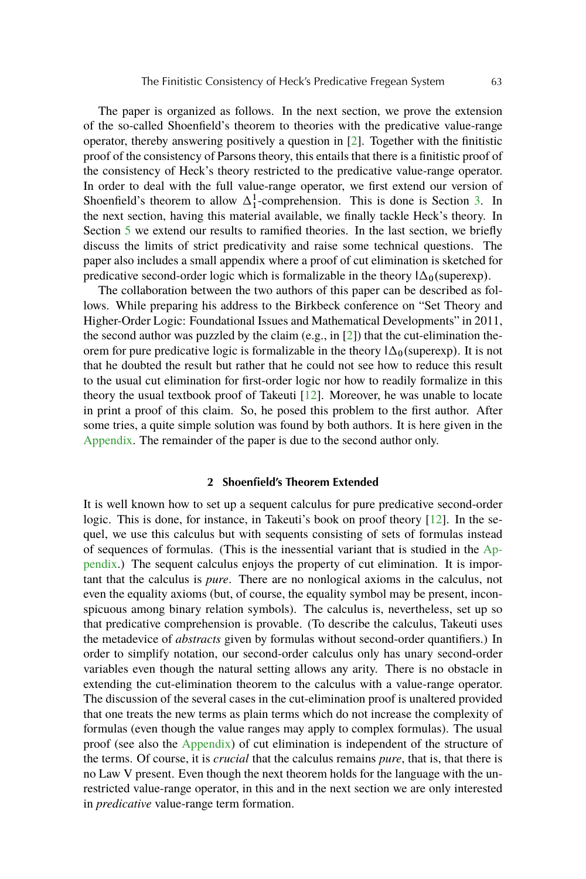The paper is organized as follows. In the next section, we prove the extension of the so-called Shoenfield's theorem to theories with the predicative value-range operator, thereby answering positively a question in [2]. Together with the finitistic proof of the consistency of Parsons theory, this entails that there is a finitistic proof of the consistency of Heck's theory restricted to the predicative value-range operator. In order to deal with the full value-range operator, we first extend our version of Shoenfield's theorem to allow $\Delta^1_1$-comprehension. This is done is Section 3. In the next section, having this material available, we finally tackle Heck's theory. In Section 5 we extend our results to ramified theories. In the last section, we briefly discuss the limits of strict predicativity and raise some technical questions. The paper also includes a small appendix where a proof of cut elimination is sketched for predicative second-order logic which is formalizable in the theory $\mathrm{I}\Delta_0(\mathrm{superexp})$.

The collaboration between the two authors of this paper can be described as follows. While preparing his address to the Birkbeck conference on "Set Theory and Higher-Order Logic: Foundational Issues and Mathematical Developments" in 2011, the second author was puzzled by the claim (e.g., in [2]) that the cut-elimination theorem for pure predicative logic is formalizable in the theory $\mathrm{I}\Delta_0(\mathrm{superexp})$. It is not that he doubted the result but rather that he could not see how to reduce this result to the usual cut elimination for first-order logic nor how to readily formalize in this theory the usual textbook proof of Takeuti [12]. Moreover, he was unable to locate in print a proof of this claim. So, he posed this problem to the first author. After some tries, a quite simple solution was found by both authors. It is here given in the Appendix. The remainder of the paper is due to the second author only.

## 2 Shoenfield's Theorem Extended

It is well known how to set up a sequent calculus for pure predicative second-order logic. This is done, for instance, in Takeuti's book on proof theory [12]. In the sequel, we use this calculus but with sequents consisting of sets of formulas instead of sequences of formulas. (This is the inessential variant that is studied in the Appendix.) The sequent calculus enjoys the property of cut elimination. It is important that the calculus is *pure*. There are no nonlogical axioms in the calculus, not even the equality axioms (but, of course, the equality symbol may be present, inconspicuous among binary relation symbols). The calculus is, nevertheless, set up so that predicative comprehension is provable. (To describe the calculus, Takeuti uses the metadevice of *abstracts* given by formulas without second-order quantifiers.) In order to simplify notation, our second-order calculus only has unary second-order variables even though the natural setting allows any arity. There is no obstacle in extending the cut-elimination theorem to the calculus with a value-range operator. The discussion of the several cases in the cut-elimination proof is unaltered provided that one treats the new terms as plain terms which do not increase the complexity of formulas (even though the value ranges may apply to complex formulas). The usual proof (see also the Appendix) of cut elimination is independent of the structure of the terms. Of course, it is *crucial* that the calculus remains *pure*, that is, that there is no Law V present. Even though the next theorem holds for the language with the unrestricted value-range operator, in this and in the next section we are only interested in *predicative* value-range term formation.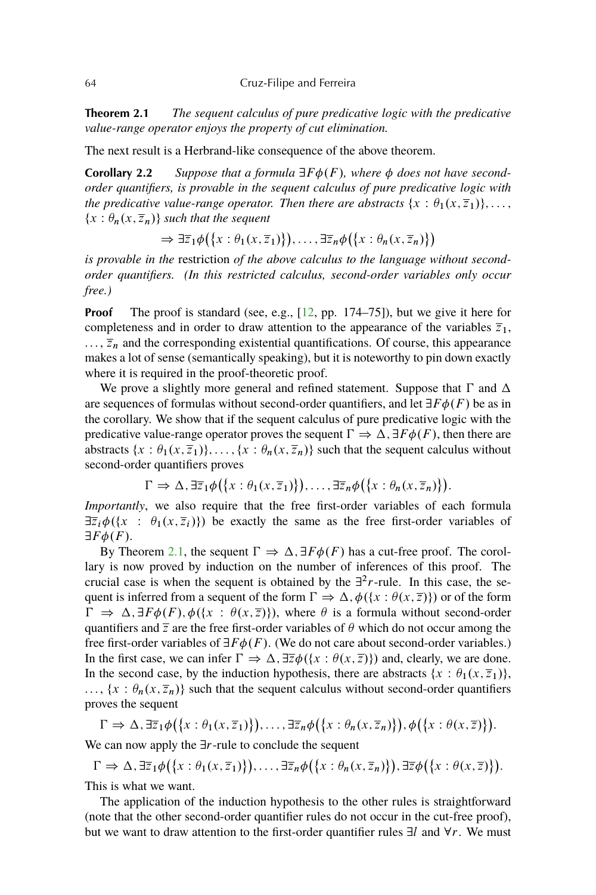**Theorem 2.1** *The sequent calculus of pure predicative logic with the predicative value-range operator enjoys the property of cut elimination.*

The next result is a Herbrand-like consequence of the above theorem.

**Corollary 2.2** *Suppose that a formula $\exists F\phi(F)$, where $\phi$ does not have second-order quantifiers, is provable in the sequent calculus of pure predicative logic with the predicative value-range operator. Then there are abstracts $\{x : \theta_1(x, \overline{z}_1)\}, \ldots,$ $\{x : \theta_n(x, \overline{z}_n)\}$ such that the sequent*

$$\Rightarrow \exists \overline{z}_1\phi\big(\{x : \theta_1(x, \overline{z}_1)\}\big), \ldots, \exists \overline{z}_n\phi\big(\{x : \theta_n(x, \overline{z}_n)\}\big)$$

*is provable in the* restriction *of the above calculus to the language without second-order quantifiers. (In this restricted calculus, second-order variables only occur free.)*

**Proof** The proof is standard (see, e.g., [12, pp. 174–75]), but we give it here for completeness and in order to draw attention to the appearance of the variables $\overline{z}_1$, $\ldots, \overline{z}_n$ and the corresponding existential quantifications. Of course, this appearance makes a lot of sense (semantically speaking), but it is noteworthy to pin down exactly where it is required in the proof-theoretic proof.

We prove a slightly more general and refined statement. Suppose that $\Gamma$ and $\Delta$ are sequences of formulas without second-order quantifiers, and let $\exists F\phi(F)$ be as in the corollary. We show that if the sequent calculus of pure predicative logic with the predicative value-range operator proves the sequent $\Gamma \Rightarrow \Delta, \exists F\phi(F)$, then there are abstracts $\{x : \theta_1(x, \overline{z}_1)\}, \ldots, \{x : \theta_n(x, \overline{z}_n)\}$ such that the sequent calculus without second-order quantifiers proves

$$\Gamma \Rightarrow \Delta, \exists \overline{z}_1\phi\big(\{x : \theta_1(x, \overline{z}_1)\}\big), \ldots, \exists \overline{z}_n\phi\big(\{x : \theta_n(x, \overline{z}_n)\}\big).$$

*Importantly*, we also require that the free first-order variables of each formula $\exists \overline{z}_i\phi(\{x : \theta_1(x, \overline{z}_i)\})$ be exactly the same as the free first-order variables of $\exists F\phi(F)$.

By Theorem 2.1, the sequent $\Gamma \Rightarrow \Delta, \exists F\phi(F)$ has a cut-free proof. The corollary is now proved by induction on the number of inferences of this proof. The crucial case is when the sequent is obtained by the $\exists^2 r$-rule. In this case, the sequent is inferred from a sequent of the form $\Gamma \Rightarrow \Delta, \phi(\{x : \theta(x, \overline{z})\})$ or of the form $\Gamma \Rightarrow \Delta, \exists F\phi(F), \phi(\{x : \theta(x, \overline{z})\})$, where $\theta$ is a formula without second-order quantifiers and $\overline{z}$ are the free first-order variables of $\theta$ which do not occur among the free first-order variables of $\exists F\phi(F)$. (We do not care about second-order variables.) In the first case, we can infer $\Gamma \Rightarrow \Delta, \exists \overline{z}\phi(\{x : \theta(x, \overline{z})\})$ and, clearly, we are done. In the second case, by the induction hypothesis, there are abstracts $\{x : \theta_1(x, \overline{z}_1)\}$, $\ldots, \{x : \theta_n(x, \overline{z}_n)\}$ such that the sequent calculus without second-order quantifiers proves the sequent

$$\Gamma \Rightarrow \Delta, \exists \overline{z}_1\phi\big(\{x : \theta_1(x, \overline{z}_1)\}\big), \ldots, \exists \overline{z}_n\phi\big(\{x : \theta_n(x, \overline{z}_n)\}\big), \phi\big(\{x : \theta(x, \overline{z})\}\big).$$

We can now apply the $\exists r$-rule to conclude the sequent

$$\Gamma \Rightarrow \Delta, \exists \overline{z}_1\phi\big(\{x : \theta_1(x, \overline{z}_1)\}\big), \ldots, \exists \overline{z}_n\phi\big(\{x : \theta_n(x, \overline{z}_n)\}\big), \exists \overline{z}\phi\big(\{x : \theta(x, \overline{z})\}\big).$$

This is what we want.

The application of the induction hypothesis to the other rules is straightforward (note that the other second-order quantifier rules do not occur in the cut-free proof), but we want to draw attention to the first-order quantifier rules $\exists l$ and $\forall r$. We must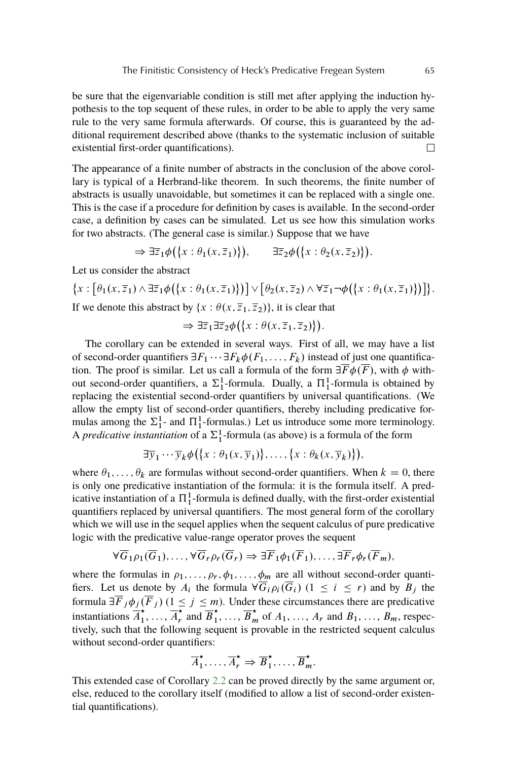be sure that the eigenvariable condition is still met after applying the induction hypothesis to the top sequent of these rules, in order to be able to apply the very same rule to the very same formula afterwards. Of course, this is guaranteed by the additional requirement described above (thanks to the systematic inclusion of suitable existential first-order quantifications). □

The appearance of a finite number of abstracts in the conclusion of the above corollary is typical of a Herbrand-like theorem. In such theorems, the finite number of abstracts is usually unavoidable, but sometimes it can be replaced with a single one. This is the case if a procedure for definition by cases is available. In the second-order case, a definition by cases can be simulated. Let us see how this simulation works for two abstracts. (The general case is similar.) Suppose that we have

$$\Rightarrow \exists \overline{z}_1 \phi\big(\{x : \theta_1(x, \overline{z}_1)\}\big), \qquad \exists \overline{z}_2 \phi\big(\{x : \theta_2(x, \overline{z}_2)\}\big).$$

Let us consider the abstract

$$\big\{x : \big[\theta_1(x, \overline{z}_1) \wedge \exists \overline{z}_1 \phi\big(\{x : \theta_1(x, \overline{z}_1)\}\big)\big] \vee \big[\theta_2(x, \overline{z}_2) \wedge \forall \overline{z}_1 \neg \phi\big(\{x : \theta_1(x, \overline{z}_1)\}\big)\big]\big\}.$$

If we denote this abstract by $\{x : \theta(x, \overline{z}_1, \overline{z}_2)\}$, it is clear that

$$\Rightarrow \exists \overline{z}_1 \exists \overline{z}_2 \phi\big(\{x : \theta(x, \overline{z}_1, \overline{z}_2)\}\big).$$

The corollary can be extended in several ways. First of all, we may have a list of second-order quantifiers $\exists F_1 \cdots \exists F_k \phi(F_1, \ldots, F_k)$ instead of just one quantification. The proof is similar. Let us call a formula of the form $\exists \overline{F} \phi(\overline{F})$, with $\phi$ without second-order quantifiers, a $\Sigma^1_1$-formula. Dually, a $\Pi^1_1$-formula is obtained by replacing the existential second-order quantifiers by universal quantifications. (We allow the empty list of second-order quantifiers, thereby including predicative formulas among the $\Sigma^1_1$- and $\Pi^1_1$-formulas.) Let us introduce some more terminology. A *predicative instantiation* of a $\Sigma^1_1$-formula (as above) is a formula of the form

$$\exists \overline{y}_1 \cdots \overline{y}_k \phi\big(\{x : \theta_1(x, \overline{y}_1)\}, \ldots, \{x : \theta_k(x, \overline{y}_k)\}\big),$$

where $\theta_1, \ldots, \theta_k$ are formulas without second-order quantifiers. When $k = 0$, there is only one predicative instantiation of the formula: it is the formula itself. A predicative instantiation of a $\Pi^1_1$-formula is defined dually, with the first-order existential quantifiers replaced by universal quantifiers. The most general form of the corollary which we will use in the sequel applies when the sequent calculus of pure predicative logic with the predicative value-range operator proves the sequent

$$\forall \overline{G}_1 \rho_1(\overline{G}_1), \ldots, \forall \overline{G}_r \rho_r(\overline{G}_r) \Rightarrow \exists \overline{F}_1 \phi_1(\overline{F}_1), \ldots, \exists \overline{F}_r \phi_r(\overline{F}_m),$$

where the formulas in $\rho_1, \ldots, \rho_r, \phi_1, \ldots, \phi_m$ are all without second-order quantifiers. Let us denote by $A_i$ the formula $\forall \overline{G}_i \rho_i(\overline{G}_i)$ ($1 \leq i \leq r$) and by $B_j$ the formula $\exists \overline{F}_j \phi_j(\overline{F}_j)$ ($1 \leq j \leq m$). Under these circumstances there are predicative instantiations $\overline{A}^\star_1, \ldots, \overline{A}^\star_r$ and $\overline{B}^\star_1, \ldots, \overline{B}^\star_m$ of $A_1, \ldots, A_r$ and $B_1, \ldots, B_m$, respectively, such that the following sequent is provable in the restricted sequent calculus without second-order quantifiers:

$$\overline{A}^\star_1, \ldots, \overline{A}^\star_r \Rightarrow \overline{B}^\star_1, \ldots, \overline{B}^\star_m.$$

This extended case of Corollary 2.2 can be proved directly by the same argument or, else, reduced to the corollary itself (modified to allow a list of second-order existential quantifications).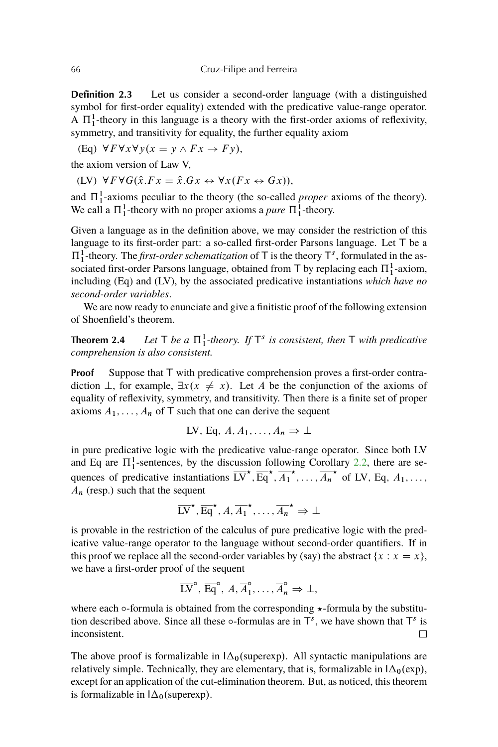**Definition 2.3** Let us consider a second-order language (with a distinguished symbol for first-order equality) extended with the predicative value-range operator. A $\Pi^1_1$-theory in this language is a theory with the first-order axioms of reflexivity, symmetry, and transitivity for equality, the further equality axiom

(Eq) $\forall F \forall x \forall y (x = y \wedge Fx \to Fy)$,

the axiom version of Law V,

(LV) $\forall F \forall G (\hat{x}.Fx = \hat{x}.Gx \leftrightarrow \forall x (Fx \leftrightarrow Gx))$,

and $\Pi^1_1$-axioms peculiar to the theory (the so-called *proper* axioms of the theory). We call a $\Pi^1_1$-theory with no proper axioms a *pure* $\Pi^1_1$-theory.

Given a language as in the definition above, we may consider the restriction of this language to its first-order part: a so-called first-order Parsons language. Let $\mathsf{T}$ be a $\Pi^1_1$-theory. The *first-order schematization* of $\mathsf{T}$ is the theory $\mathsf{T}^s$, formulated in the associated first-order Parsons language, obtained from $\mathsf{T}$ by replacing each $\Pi^1_1$-axiom, including (Eq) and (LV), by the associated predicative instantiations *which have no second-order variables*.

We are now ready to enunciate and give a finitistic proof of the following extension of Shoenfield's theorem.

**Theorem 2.4** *Let $\mathsf{T}$ be a $\Pi^1_1$-theory. If $\mathsf{T}^s$ is consistent, then $\mathsf{T}$ with predicative comprehension is also consistent.*

**Proof** Suppose that $\mathsf{T}$ with predicative comprehension proves a first-order contradiction $\perp$, for example, $\exists x (x \neq x)$. Let $A$ be the conjunction of the axioms of equality of reflexivity, symmetry, and transitivity. Then there is a finite set of proper axioms $A_1, \ldots, A_n$ of $\mathsf{T}$ such that one can derive the sequent

$$\text{LV, Eq, } A, A_1, \ldots, A_n \Rightarrow \perp$$

in pure predicative logic with the predicative value-range operator. Since both LV and Eq are $\Pi^1_1$-sentences, by the discussion following Corollary 2.2, there are sequences of predicative instantiations $\overline{\text{LV}}^\star, \overline{\text{Eq}}^\star, \overline{A_1}^\star, \ldots, \overline{A_n}^\star$ of LV, Eq, $A_1, \ldots, A_n$ (resp.) such that the sequent

$$\overline{\text{LV}}^\star, \overline{\text{Eq}}^\star, A, \overline{A_1}^\star, \ldots, \overline{A_n}^\star \Rightarrow \perp$$

is provable in the restriction of the calculus of pure predicative logic with the predicative value-range operator to the language without second-order quantifiers. If in this proof we replace all the second-order variables by (say) the abstract $\{x : x = x\}$, we have a first-order proof of the sequent

$$\overline{\text{LV}}^\circ, \overline{\text{Eq}}^\circ, A, \overline{A}_1^\circ, \ldots, \overline{A}_n^\circ \Rightarrow \perp,$$

where each $\circ$-formula is obtained from the corresponding $\star$-formula by the substitution described above. Since all these $\circ$-formulas are in $\mathsf{T}^s$, we have shown that $\mathsf{T}^s$ is inconsistent. □

The above proof is formalizable in $\mathsf{I}\Delta_0(\text{superexp})$. All syntactic manipulations are relatively simple. Technically, they are elementary, that is, formalizable in $\mathsf{I}\Delta_0(\text{exp})$, except for an application of the cut-elimination theorem. But, as noticed, this theorem is formalizable in $\mathsf{I}\Delta_0(\text{superexp})$.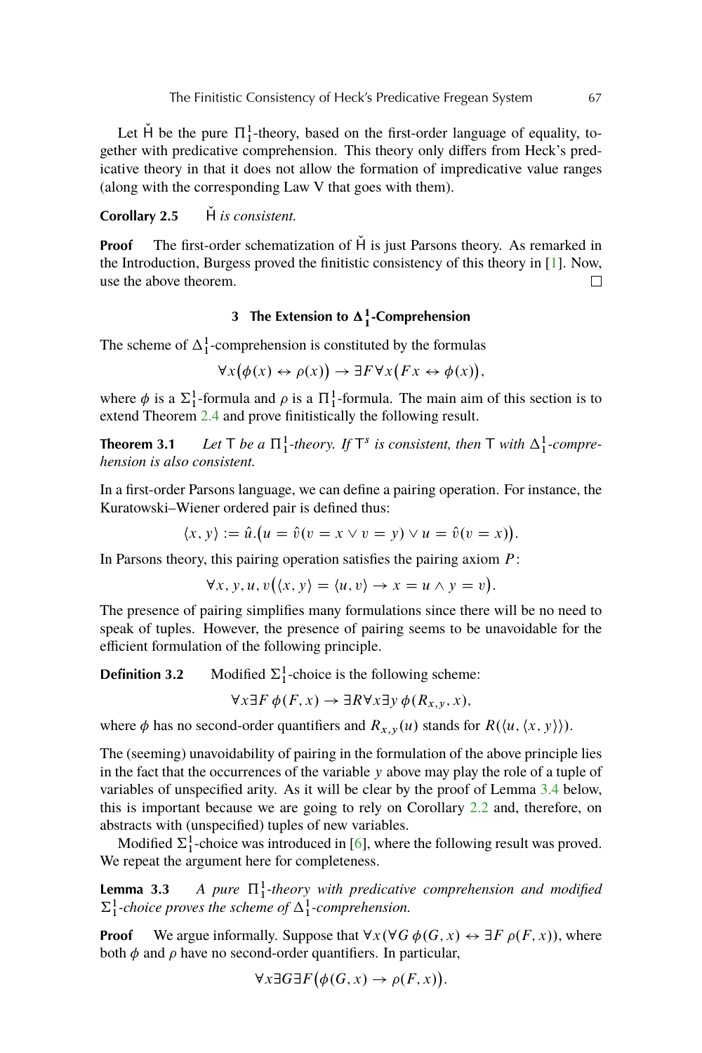Let $\check{\mathsf{H}}$ be the pure $\Pi^1_1$-theory, based on the first-order language of equality, together with predicative comprehension. This theory only differs from Heck's predicative theory in that it does not allow the formation of impredicative value ranges (along with the corresponding Law V that goes with them).

**Corollary 2.5** *$\check{\mathsf{H}}$ is consistent.*

**Proof** The first-order schematization of $\check{\mathsf{H}}$ is just Parsons theory. As remarked in the Introduction, Burgess proved the finitistic consistency of this theory in [1]. Now, use the above theorem. □

## 3 The Extension to $\Delta^1_1$-Comprehension

The scheme of $\Delta^1_1$-comprehension is constituted by the formulas

$$\forall x\big(\phi(x) \leftrightarrow \rho(x)\big) \rightarrow \exists F \forall x\big(Fx \leftrightarrow \phi(x)\big),$$

where $\phi$ is a $\Sigma^1_1$-formula and $\rho$ is a $\Pi^1_1$-formula. The main aim of this section is to extend Theorem 2.4 and prove finitistically the following result.

**Theorem 3.1** *Let $\mathsf{T}$ be a $\Pi^1_1$-theory. If $\mathsf{T}^s$ is consistent, then $\mathsf{T}$ with $\Delta^1_1$-comprehension is also consistent.*

In a first-order Parsons language, we can define a pairing operation. For instance, the Kuratowski–Wiener ordered pair is defined thus:

$$\langle x, y\rangle := \hat{u}.\big(u = \hat{v}(v = x \vee v = y) \vee u = \hat{v}(v = x)\big).$$

In Parsons theory, this pairing operation satisfies the pairing axiom $P$:

$$\forall x, y, u, v\big(\langle x, y\rangle = \langle u, v\rangle \rightarrow x = u \wedge y = v\big).$$

The presence of pairing simplifies many formulations since there will be no need to speak of tuples. However, the presence of pairing seems to be unavoidable for the efficient formulation of the following principle.

**Definition 3.2** Modified $\Sigma^1_1$-choice is the following scheme:

$$\forall x \exists F\, \phi(F, x) \rightarrow \exists R \forall x \exists y\, \phi(R_{x,y}, x),$$

where $\phi$ has no second-order quantifiers and $R_{x,y}(u)$ stands for $R(\langle u, \langle x, y\rangle\rangle)$.

The (seeming) unavoidability of pairing in the formulation of the above principle lies in the fact that the occurrences of the variable $y$ above may play the role of a tuple of variables of unspecified arity. As it will be clear by the proof of Lemma 3.4 below, this is important because we are going to rely on Corollary 2.2 and, therefore, on abstracts with (unspecified) tuples of new variables.

Modified $\Sigma^1_1$-choice was introduced in [6], where the following result was proved. We repeat the argument here for completeness.

**Lemma 3.3** *A pure $\Pi^1_1$-theory with predicative comprehension and modified $\Sigma^1_1$-choice proves the scheme of $\Delta^1_1$-comprehension.*

**Proof** We argue informally. Suppose that $\forall x(\forall G\, \phi(G, x) \leftrightarrow \exists F\, \rho(F, x))$, where both $\phi$ and $\rho$ have no second-order quantifiers. In particular,

$$\forall x \exists G \exists F\big(\phi(G, x) \rightarrow \rho(F, x)\big).$$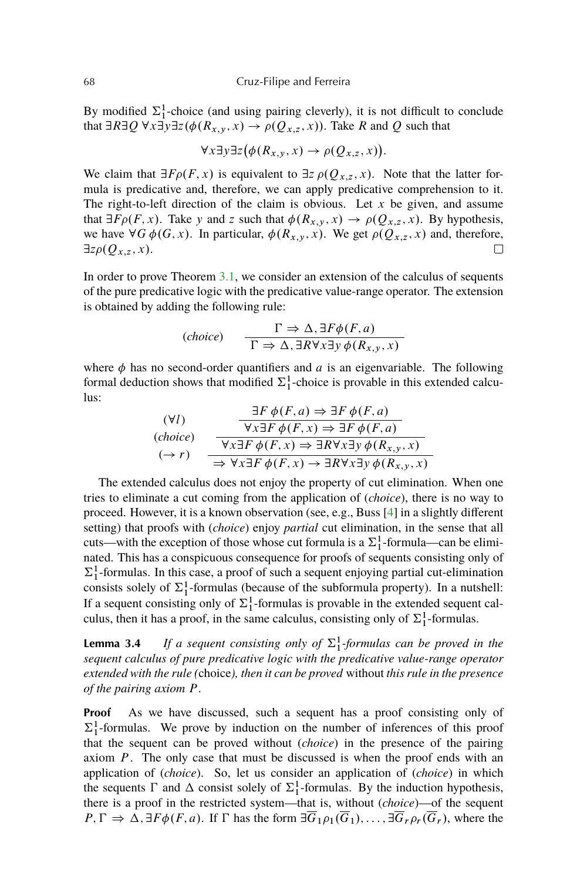By modified $\Sigma^1_1$-choice (and using pairing cleverly), it is not difficult to conclude that $\exists R \exists Q\, \forall x \exists y \exists z (\phi(R_{x,y}, x) \to \rho(Q_{x,z}, x))$. Take $R$ and $Q$ such that

$$\forall x \exists y \exists z \big(\phi(R_{x,y}, x) \to \rho(Q_{x,z}, x)\big).$$

We claim that $\exists F \rho(F, x)$ is equivalent to $\exists z\, \rho(Q_{x,z}, x)$. Note that the latter formula is predicative and, therefore, we can apply predicative comprehension to it. The right-to-left direction of the claim is obvious. Let $x$ be given, and assume that $\exists F \rho(F, x)$. Take $y$ and $z$ such that $\phi(R_{x,y}, x) \to \rho(Q_{x,z}, x)$. By hypothesis, we have $\forall G\, \phi(G, x)$. In particular, $\phi(R_{x,y}, x)$. We get $\rho(Q_{x,z}, x)$ and, therefore, $\exists z \rho(Q_{x,z}, x)$. □

In order to prove Theorem 3.1, we consider an extension of the calculus of sequents of the pure predicative logic with the predicative value-range operator. The extension is obtained by adding the following rule:

$$(choice) \qquad \frac{\Gamma \Rightarrow \Delta, \exists F \phi(F, a)}{\Gamma \Rightarrow \Delta, \exists R \forall x \exists y\, \phi(R_{x,y}, x)}$$

where $\phi$ has no second-order quantifiers and $a$ is an eigenvariable. The following formal deduction shows that modified $\Sigma^1_1$-choice is provable in this extended calculus:

$$\begin{array}{ll}
 & \exists F\, \phi(F, a) \Rightarrow \exists F\, \phi(F, a) \\
(\forall l) & \overline{\forall x \exists F\, \phi(F, x) \Rightarrow \exists F\, \phi(F, a)} \\
(choice) & \overline{\forall x \exists F\, \phi(F, x) \Rightarrow \exists R \forall x \exists y\, \phi(R_{x,y}, x)} \\
(\to r) & \overline{\Rightarrow \forall x \exists F\, \phi(F, x) \to \exists R \forall x \exists y\, \phi(R_{x,y}, x)}
\end{array}$$

The extended calculus does not enjoy the property of cut elimination. When one tries to eliminate a cut coming from the application of (*choice*), there is no way to proceed. However, it is a known observation (see, e.g., Buss [4] in a slightly different setting) that proofs with (*choice*) enjoy *partial* cut elimination, in the sense that all cuts—with the exception of those whose cut formula is a $\Sigma^1_1$-formula—can be eliminated. This has a conspicuous consequence for proofs of sequents consisting only of $\Sigma^1_1$-formulas. In this case, a proof of such a sequent enjoying partial cut-elimination consists solely of $\Sigma^1_1$-formulas (because of the subformula property). In a nutshell: If a sequent consisting only of $\Sigma^1_1$-formulas is provable in the extended sequent calculus, then it has a proof, in the same calculus, consisting only of $\Sigma^1_1$-formulas.

**Lemma 3.4** *If a sequent consisting only of $\Sigma^1_1$-formulas can be proved in the sequent calculus of pure predicative logic with the predicative value-range operator extended with the rule (*choice*), then it can be proved* without *this rule in the presence of the pairing axiom $P$.*

**Proof** As we have discussed, such a sequent has a proof consisting only of $\Sigma^1_1$-formulas. We prove by induction on the number of inferences of this proof that the sequent can be proved without (*choice*) in the presence of the pairing axiom $P$. The only case that must be discussed is when the proof ends with an application of (*choice*). So, let us consider an application of (*choice*) in which the sequents $\Gamma$ and $\Delta$ consist solely of $\Sigma^1_1$-formulas. By the induction hypothesis, there is a proof in the restricted system—that is, without (*choice*)—of the sequent $P, \Gamma \Rightarrow \Delta, \exists F \phi(F, a)$. If $\Gamma$ has the form $\exists \overline{G}_1 \rho_1(\overline{G}_1), \ldots, \exists \overline{G}_r \rho_r(\overline{G}_r)$, where the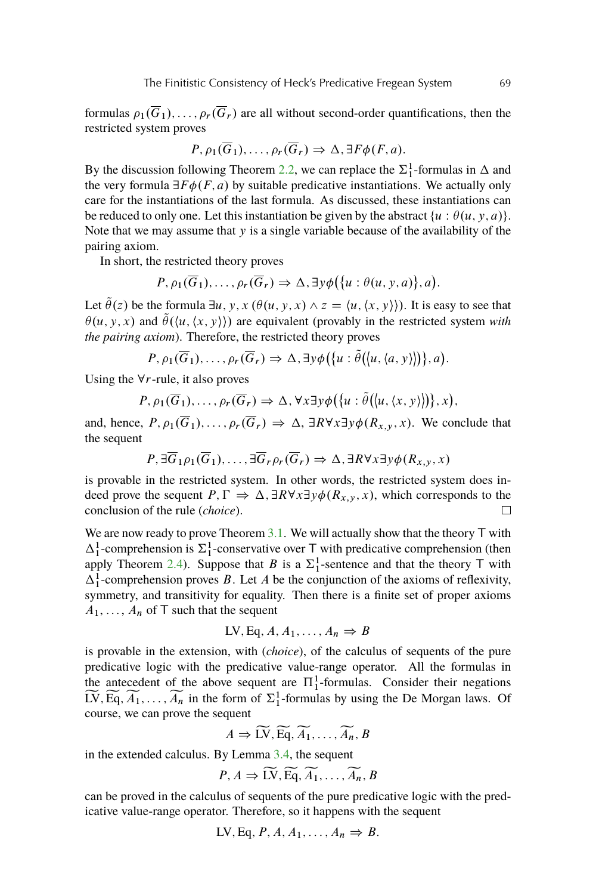formulas $\rho_1(\overline{G}_1), \ldots, \rho_r(\overline{G}_r)$ are all without second-order quantifications, then the restricted system proves

$$P, \rho_1(\overline{G}_1), \ldots, \rho_r(\overline{G}_r) \Rightarrow \Delta, \exists F \phi(F, a).$$

By the discussion following Theorem 2.2, we can replace the $\Sigma^1_1$-formulas in $\Delta$ and the very formula $\exists F \phi(F, a)$ by suitable predicative instantiations. We actually only care for the instantiations of the last formula. As discussed, these instantiations can be reduced to only one. Let this instantiation be given by the abstract $\{u : \theta(u, y, a)\}$. Note that we may assume that $y$ is a single variable because of the availability of the pairing axiom.

In short, the restricted theory proves

$$P, \rho_1(\overline{G}_1), \ldots, \rho_r(\overline{G}_r) \Rightarrow \Delta, \exists y \phi\big(\{u : \theta(u, y, a)\}, a\big).$$

Let $\tilde{\theta}(z)$ be the formula $\exists u, y, x\, (\theta(u, y, x) \wedge z = \langle u, \langle x, y\rangle\rangle)$. It is easy to see that $\theta(u, y, x)$ and $\tilde{\theta}(\langle u, \langle x, y\rangle\rangle)$ are equivalent (provably in the restricted system *with the pairing axiom*). Therefore, the restricted theory proves

$$P, \rho_1(\overline{G}_1), \ldots, \rho_r(\overline{G}_r) \Rightarrow \Delta, \exists y \phi\big(\big\{u : \tilde{\theta}\big(\langle u, \langle a, y\rangle\rangle\big)\big\}, a\big).$$

Using the $\forall r$-rule, it also proves

$$P, \rho_1(\overline{G}_1), \ldots, \rho_r(\overline{G}_r) \Rightarrow \Delta, \forall x \exists y \phi\big(\big\{u : \tilde{\theta}\big(\langle u, \langle x, y\rangle\rangle\big)\big\}, x\big),$$

and, hence, $P, \rho_1(\overline{G}_1), \ldots, \rho_r(\overline{G}_r) \Rightarrow \Delta, \exists R \forall x \exists y \phi(R_{x,y}, x)$. We conclude that the sequent

$$P, \exists \overline{G}_1 \rho_1(\overline{G}_1), \ldots, \exists \overline{G}_r \rho_r(\overline{G}_r) \Rightarrow \Delta, \exists R \forall x \exists y \phi(R_{x,y}, x)$$

is provable in the restricted system. In other words, the restricted system does indeed prove the sequent $P, \Gamma \Rightarrow \Delta, \exists R \forall x \exists y \phi(R_{x,y}, x)$, which corresponds to the conclusion of the rule (*choice*). □

We are now ready to prove Theorem 3.1. We will actually show that the theory T with $\Delta^1_1$-comprehension is $\Sigma^1_1$-conservative over T with predicative comprehension (then apply Theorem 2.4). Suppose that $B$ is a $\Sigma^1_1$-sentence and that the theory T with $\Delta^1_1$-comprehension proves $B$. Let $A$ be the conjunction of the axioms of reflexivity, symmetry, and transitivity for equality. Then there is a finite set of proper axioms $A_1, \ldots, A_n$ of T such that the sequent

$$\mathrm{LV}, \mathrm{Eq}, A, A_1, \ldots, A_n \Rightarrow B$$

is provable in the extension, with (*choice*), of the calculus of sequents of the pure predicative logic with the predicative value-range operator. All the formulas in the antecedent of the above sequent are $\Pi^1_1$-formulas. Consider their negations $\widetilde{\mathrm{LV}}, \widetilde{\mathrm{Eq}}, \widetilde{A_1}, \ldots, \widetilde{A_n}$ in the form of $\Sigma^1_1$-formulas by using the De Morgan laws. Of course, we can prove the sequent

$$A \Rightarrow \widetilde{\mathrm{LV}}, \widetilde{\mathrm{Eq}}, \widetilde{A_1}, \ldots, \widetilde{A_n}, B$$

in the extended calculus. By Lemma 3.4, the sequent

$$P, A \Rightarrow \widetilde{\mathrm{LV}}, \widetilde{\mathrm{Eq}}, \widetilde{A_1}, \ldots, \widetilde{A_n}, B$$

can be proved in the calculus of sequents of the pure predicative logic with the predicative value-range operator. Therefore, so it happens with the sequent

$$\mathrm{LV}, \mathrm{Eq}, P, A, A_1, \ldots, A_n \Rightarrow B.$$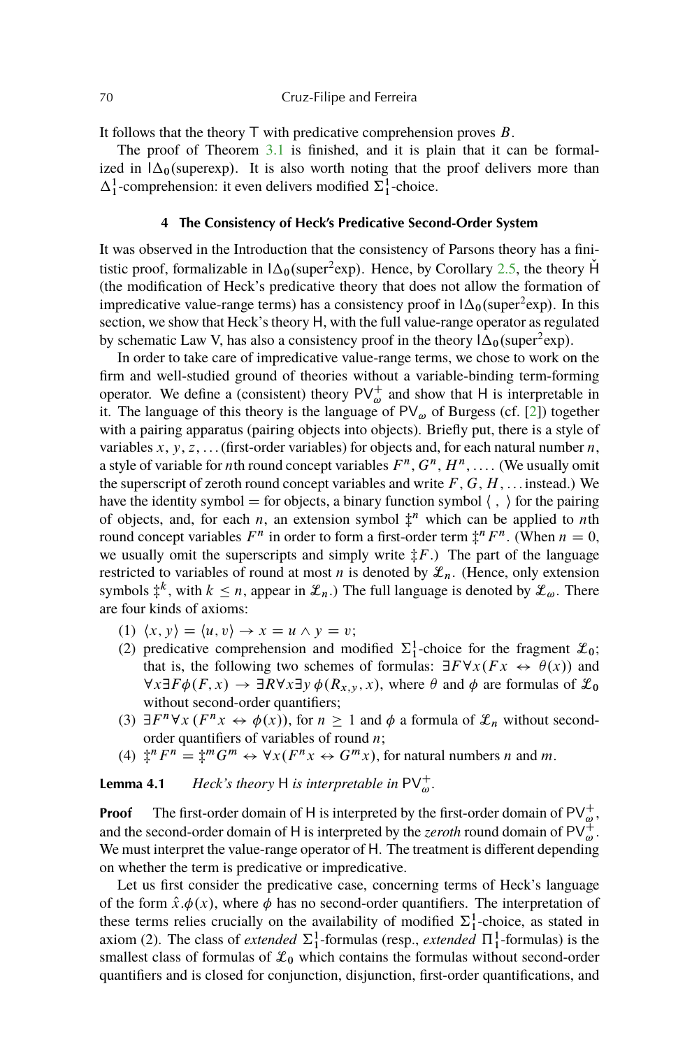It follows that the theory T with predicative comprehension proves $B$.

The proof of Theorem 3.1 is finished, and it is plain that it can be formalized in $\mathsf{I}\Delta_0(\text{superexp})$. It is also worth noting that the proof delivers more than $\Delta^1_1$-comprehension: it even delivers modified $\Sigma^1_1$-choice.

## 4 The Consistency of Heck's Predicative Second-Order System

It was observed in the Introduction that the consistency of Parsons theory has a finitistic proof, formalizable in $\mathsf{I}\Delta_0(\text{super}^2\text{exp})$. Hence, by Corollary 2.5, the theory $\check{\mathsf{H}}$ (the modification of Heck's predicative theory that does not allow the formation of impredicative value-range terms) has a consistency proof in $\mathsf{I}\Delta_0(\text{super}^2\text{exp})$. In this section, we show that Heck's theory H, with the full value-range operator as regulated by schematic Law V, has also a consistency proof in the theory $\mathsf{I}\Delta_0(\text{super}^2\text{exp})$.

In order to take care of impredicative value-range terms, we chose to work on the firm and well-studied ground of theories without a variable-binding term-forming operator. We define a (consistent) theory $\mathsf{PV}^+_\omega$ and show that H is interpretable in it. The language of this theory is the language of $\mathsf{PV}_\omega$ of Burgess (cf. [2]) together with a pairing apparatus (pairing objects into objects). Briefly put, there is a style of variables $x, y, z, \ldots$ (first-order variables) for objects and, for each natural number $n$, a style of variable for $n$th round concept variables $F^n, G^n, H^n, \ldots$. (We usually omit the superscript of zeroth round concept variables and write $F, G, H, \ldots$ instead.) We have the identity symbol $=$ for objects, a binary function symbol $\langle\ ,\ \rangle$ for the pairing of objects, and, for each $n$, an extension symbol $\ddagger^n$ which can be applied to $n$th round concept variables $F^n$ in order to form a first-order term $\ddagger^n F^n$. (When $n = 0$, we usually omit the superscripts and simply write $\ddagger F$.) The part of the language restricted to variables of round at most $n$ is denoted by $\mathcal{L}_n$. (Hence, only extension symbols $\ddagger^k$, with $k \leq n$, appear in $\mathcal{L}_n$.) The full language is denoted by $\mathcal{L}_\omega$. There are four kinds of axioms:

(1) $\langle x, y\rangle = \langle u, v\rangle \to x = u \wedge y = v$;

(2) predicative comprehension and modified $\Sigma^1_1$-choice for the fragment $\mathcal{L}_0$; that is, the following two schemes of formulas: $\exists F \forall x (Fx \leftrightarrow \theta(x))$ and $\forall x \exists F \phi(F, x) \to \exists R \forall x \exists y\, \phi(R_{x,y}, x)$, where $\theta$ and $\phi$ are formulas of $\mathcal{L}_0$ without second-order quantifiers;

(3) $\exists F^n \forall x\, (F^n x \leftrightarrow \phi(x))$, for $n \geq 1$ and $\phi$ a formula of $\mathcal{L}_n$ without second-order quantifiers of variables of round $n$;

(4) $\ddagger^n F^n = \ddagger^m G^m \leftrightarrow \forall x (F^n x \leftrightarrow G^m x)$, for natural numbers $n$ and $m$.

**Lemma 4.1** *Heck's theory* H *is interpretable in* $\mathsf{PV}^+_\omega$.

**Proof** The first-order domain of H is interpreted by the first-order domain of $\mathsf{PV}^+_\omega$, and the second-order domain of H is interpreted by the *zeroth* round domain of $\mathsf{PV}^+_\omega$. We must interpret the value-range operator of H. The treatment is different depending on whether the term is predicative or impredicative.

Let us first consider the predicative case, concerning terms of Heck's language of the form $\hat{x}.\phi(x)$, where $\phi$ has no second-order quantifiers. The interpretation of these terms relies crucially on the availability of modified $\Sigma^1_1$-choice, as stated in axiom (2). The class of *extended* $\Sigma^1_1$-formulas (resp., *extended* $\Pi^1_1$-formulas) is the smallest class of formulas of $\mathcal{L}_0$ which contains the formulas without second-order quantifiers and is closed for conjunction, disjunction, first-order quantifications, and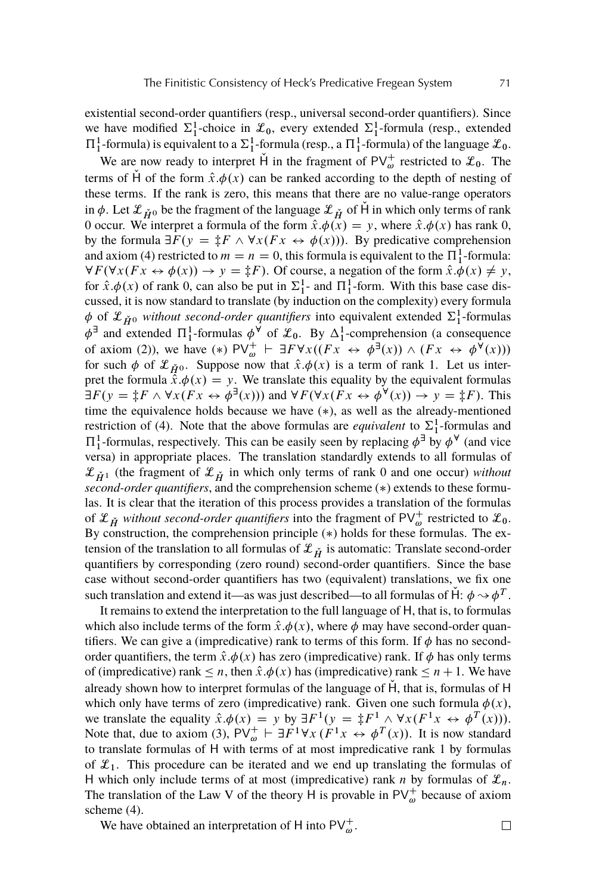existential second-order quantifiers (resp., universal second-order quantifiers). Since we have modified $\Sigma^1_1$-choice in $\mathcal{L}_0$, every extended $\Sigma^1_1$-formula (resp., extended $\Pi^1_1$-formula) is equivalent to a $\Sigma^1_1$-formula (resp., a $\Pi^1_1$-formula) of the language $\mathcal{L}_0$.

We are now ready to interpret $\check{\mathsf{H}}$ in the fragment of $\mathsf{PV}^+_\omega$ restricted to $\mathcal{L}_0$. The terms of $\check{\mathsf{H}}$ of the form $\hat{x}.\phi(x)$ can be ranked according to the depth of nesting of these terms. If the rank is zero, this means that there are no value-range operators in $\phi$. Let $\mathcal{L}_{\check{H}^0}$ be the fragment of the language $\mathcal{L}_{\check{H}}$ of $\check{\mathsf{H}}$ in which only terms of rank 0 occur. We interpret a formula of the form $\hat{x}.\phi(x) = y$, where $\hat{x}.\phi(x)$ has rank 0, by the formula $\exists F(y = \ddagger F \wedge \forall x(Fx \leftrightarrow \phi(x)))$. By predicative comprehension and axiom (4) restricted to $m = n = 0$, this formula is equivalent to the $\Pi^1_1$-formula: $\forall F(\forall x(Fx \leftrightarrow \phi(x)) \rightarrow y = \ddagger F)$. Of course, a negation of the form $\hat{x}.\phi(x) \neq y$, for $\hat{x}.\phi(x)$ of rank 0, can also be put in $\Sigma^1_1$- and $\Pi^1_1$-form. With this base case discussed, it is now standard to translate (by induction on the complexity) every formula $\phi$ of $\mathcal{L}_{\check{H}^0}$ *without second-order quantifiers* into equivalent extended $\Sigma^1_1$-formulas $\phi^\exists$ and extended $\Pi^1_1$-formulas $\phi^\forall$ of $\mathcal{L}_0$. By $\Delta^1_1$-comprehension (a consequence of axiom (2)), we have $(*)$ $\mathsf{PV}^+_\omega \vdash \exists F \forall x((Fx \leftrightarrow \phi^\exists(x)) \wedge (Fx \leftrightarrow \phi^\forall(x)))$ for such $\phi$ of $\mathcal{L}_{\check{H}^0}$. Suppose now that $\hat{x}.\phi(x)$ is a term of rank 1. Let us interpret the formula $\hat{x}.\phi(x) = y$. We translate this equality by the equivalent formulas $\exists F(y = \ddagger F \wedge \forall x(Fx \leftrightarrow \phi^\exists(x)))$ and $\forall F(\forall x(Fx \leftrightarrow \phi^\forall(x)) \rightarrow y = \ddagger F)$. This time the equivalence holds because we have $(*)$, as well as the already-mentioned restriction of (4). Note that the above formulas are *equivalent* to $\Sigma^1_1$-formulas and $\Pi^1_1$-formulas, respectively. This can be easily seen by replacing $\phi^\exists$ by $\phi^\forall$ (and vice versa) in appropriate places. The translation standardly extends to all formulas of $\mathcal{L}_{\check{H}^1}$ (the fragment of $\mathcal{L}_{\check{H}}$ in which only terms of rank 0 and one occur) *without second-order quantifiers*, and the comprehension scheme $(*)$ extends to these formulas. It is clear that the iteration of this process provides a translation of the formulas of $\mathcal{L}_{\check{H}}$ *without second-order quantifiers* into the fragment of $\mathsf{PV}^+_\omega$ restricted to $\mathcal{L}_0$. By construction, the comprehension principle $(*)$ holds for these formulas. The extension of the translation to all formulas of $\mathcal{L}_{\check{H}}$ is automatic: Translate second-order quantifiers by corresponding (zero round) second-order quantifiers. Since the base case without second-order quantifiers has two (equivalent) translations, we fix one such translation and extend it—as was just described—to all formulas of $\check{\mathsf{H}}$: $\phi \rightsquigarrow \phi^T$.

It remains to extend the interpretation to the full language of $\mathsf{H}$, that is, to formulas which also include terms of the form $\hat{x}.\phi(x)$, where $\phi$ may have second-order quantifiers. We can give a (impredicative) rank to terms of this form. If $\phi$ has no second-order quantifiers, the term $\hat{x}.\phi(x)$ has zero (impredicative) rank. If $\phi$ has only terms of (impredicative) rank $\leq n$, then $\hat{x}.\phi(x)$ has (impredicative) rank $\leq n+1$. We have already shown how to interpret formulas of the language of $\check{\mathsf{H}}$, that is, formulas of $\mathsf{H}$ which only have terms of zero (impredicative) rank. Given one such formula $\phi(x)$, we translate the equality $\hat{x}.\phi(x) = y$ by $\exists F^1(y = \ddagger F^1 \wedge \forall x(F^1 x \leftrightarrow \phi^T(x)))$. Note that, due to axiom (3), $\mathsf{PV}^+_\omega \vdash \exists F^1 \forall x\,(F^1 x \leftrightarrow \phi^T(x))$. It is now standard to translate formulas of $\mathsf{H}$ with terms of at most impredicative rank 1 by formulas of $\mathcal{L}_1$. This procedure can be iterated and we end up translating the formulas of $\mathsf{H}$ which only include terms of at most (impredicative) rank $n$ by formulas of $\mathcal{L}_n$. The translation of the Law V of the theory $\mathsf{H}$ is provable in $\mathsf{PV}^+_\omega$ because of axiom scheme (4).

We have obtained an interpretation of $\mathsf{H}$ into $\mathsf{PV}^+_\omega$. $\square$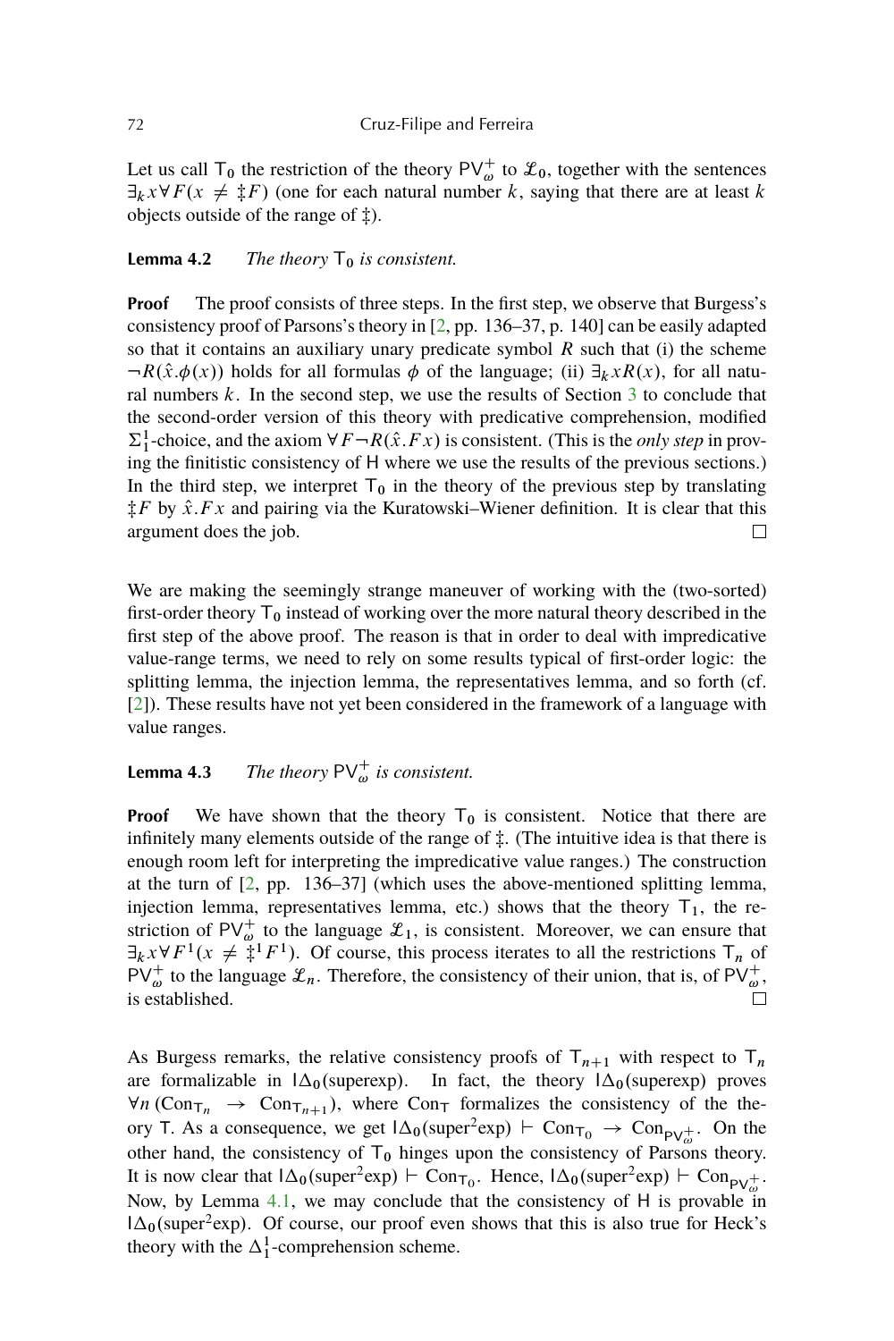Let us call $\mathsf{T}_0$ the restriction of the theory $\mathsf{PV}^+_\omega$ to $\mathcal{L}_0$, together with the sentences $\exists_k x \forall F (x \neq \ddagger F)$ (one for each natural number $k$, saying that there are at least $k$ objects outside of the range of $\ddagger$).

**Lemma 4.2** *The theory $\mathsf{T}_0$ is consistent.*

**Proof** The proof consists of three steps. In the first step, we observe that Burgess's consistency proof of Parsons's theory in [2, pp. 136–37, p. 140] can be easily adapted so that it contains an auxiliary unary predicate symbol $R$ such that (i) the scheme $\neg R(\hat{x}.\phi(x))$ holds for all formulas $\phi$ of the language; (ii) $\exists_k x R(x)$, for all natural numbers $k$. In the second step, we use the results of Section 3 to conclude that the second-order version of this theory with predicative comprehension, modified $\Sigma^1_1$-choice, and the axiom $\forall F \neg R(\hat{x}.Fx)$ is consistent. (This is the *only step* in proving the finitistic consistency of $\mathsf{H}$ where we use the results of the previous sections.) In the third step, we interpret $\mathsf{T}_0$ in the theory of the previous step by translating $\ddagger F$ by $\hat{x}.Fx$ and pairing via the Kuratowski–Wiener definition. It is clear that this argument does the job. □

We are making the seemingly strange maneuver of working with the (two-sorted) first-order theory $\mathsf{T}_0$ instead of working over the more natural theory described in the first step of the above proof. The reason is that in order to deal with impredicative value-range terms, we need to rely on some results typical of first-order logic: the splitting lemma, the injection lemma, the representatives lemma, and so forth (cf. [2]). These results have not yet been considered in the framework of a language with value ranges.

**Lemma 4.3** *The theory $\mathsf{PV}^+_\omega$ is consistent.*

**Proof** We have shown that the theory $\mathsf{T}_0$ is consistent. Notice that there are infinitely many elements outside of the range of $\ddagger$. (The intuitive idea is that there is enough room left for interpreting the impredicative value ranges.) The construction at the turn of [2, pp. 136–37] (which uses the above-mentioned splitting lemma, injection lemma, representatives lemma, etc.) shows that the theory $\mathsf{T}_1$, the restriction of $\mathsf{PV}^+_\omega$ to the language $\mathcal{L}_1$, is consistent. Moreover, we can ensure that $\exists_k x \forall F^1 (x \neq \ddagger^1 F^1)$. Of course, this process iterates to all the restrictions $\mathsf{T}_n$ of $\mathsf{PV}^+_\omega$ to the language $\mathcal{L}_n$. Therefore, the consistency of their union, that is, of $\mathsf{PV}^+_\omega$, is established. □

As Burgess remarks, the relative consistency proofs of $\mathsf{T}_{n+1}$ with respect to $\mathsf{T}_n$ are formalizable in $\mathsf{I}\Delta_0(\text{superexp})$. In fact, the theory $\mathsf{I}\Delta_0(\text{superexp})$ proves $\forall n\, (\mathrm{Con}_{\mathsf{T}_n} \rightarrow \mathrm{Con}_{\mathsf{T}_{n+1}})$, where $\mathrm{Con}_{\mathsf{T}}$ formalizes the consistency of the theory $\mathsf{T}$. As a consequence, we get $\mathsf{I}\Delta_0(\text{super}^2\text{exp}) \vdash \mathrm{Con}_{\mathsf{T}_0} \rightarrow \mathrm{Con}_{\mathsf{PV}^+_\omega}$. On the other hand, the consistency of $\mathsf{T}_0$ hinges upon the consistency of Parsons theory. It is now clear that $\mathsf{I}\Delta_0(\text{super}^2\text{exp}) \vdash \mathrm{Con}_{\mathsf{T}_0}$. Hence, $\mathsf{I}\Delta_0(\text{super}^2\text{exp}) \vdash \mathrm{Con}_{\mathsf{PV}^+_\omega}$. Now, by Lemma 4.1, we may conclude that the consistency of $\mathsf{H}$ is provable in $\mathsf{I}\Delta_0(\text{super}^2\text{exp})$. Of course, our proof even shows that this is also true for Heck's theory with the $\Delta^1_1$-comprehension scheme.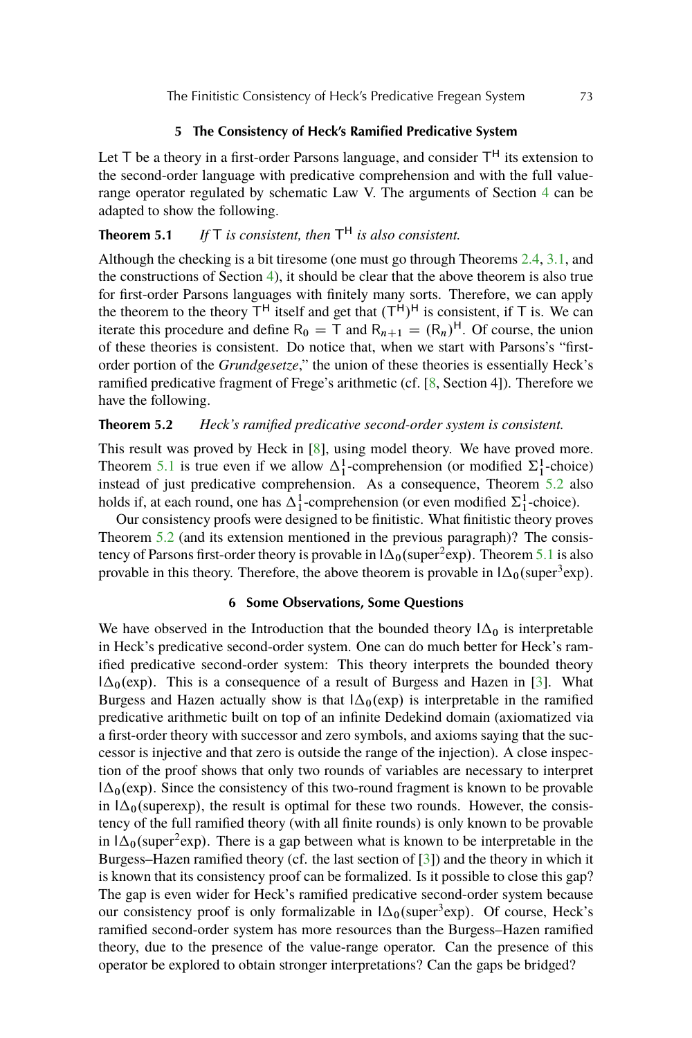## 5 The Consistency of Heck's Ramified Predicative System

Let $\mathsf{T}$ be a theory in a first-order Parsons language, and consider $\mathsf{T}^{\mathsf{H}}$ its extension to the second-order language with predicative comprehension and with the full value-range operator regulated by schematic Law V. The arguments of Section 4 can be adapted to show the following.

**Theorem 5.1** *If $\mathsf{T}$ is consistent, then $\mathsf{T}^{\mathsf{H}}$ is also consistent.*

Although the checking is a bit tiresome (one must go through Theorems 2.4, 3.1, and the constructions of Section 4), it should be clear that the above theorem is also true for first-order Parsons languages with finitely many sorts. Therefore, we can apply the theorem to the theory $\mathsf{T}^{\mathsf{H}}$ itself and get that $(\mathsf{T}^{\mathsf{H}})^{\mathsf{H}}$ is consistent, if $\mathsf{T}$ is. We can iterate this procedure and define $\mathsf{R}_0 = \mathsf{T}$ and $\mathsf{R}_{n+1} = (\mathsf{R}_n)^{\mathsf{H}}$. Of course, the union of these theories is consistent. Do notice that, when we start with Parsons's "first-order portion of the *Grundgesetze*," the union of these theories is essentially Heck's ramified predicative fragment of Frege's arithmetic (cf. [8, Section 4]). Therefore we have the following.

**Theorem 5.2** *Heck's ramified predicative second-order system is consistent.*

This result was proved by Heck in [8], using model theory. We have proved more. Theorem 5.1 is true even if we allow $\Delta^1_1$-comprehension (or modified $\Sigma^1_1$-choice) instead of just predicative comprehension. As a consequence, Theorem 5.2 also holds if, at each round, one has $\Delta^1_1$-comprehension (or even modified $\Sigma^1_1$-choice).

Our consistency proofs were designed to be finitistic. What finitistic theory proves Theorem 5.2 (and its extension mentioned in the previous paragraph)? The consistency of Parsons first-order theory is provable in $\mathsf{I}\Delta_0(\text{super}^2\text{exp})$. Theorem 5.1 is also provable in this theory. Therefore, the above theorem is provable in $\mathsf{I}\Delta_0(\text{super}^3\text{exp})$.

## 6 Some Observations, Some Questions

We have observed in the Introduction that the bounded theory $\mathsf{I}\Delta_0$ is interpretable in Heck's predicative second-order system. One can do much better for Heck's ramified predicative second-order system: This theory interprets the bounded theory $\mathsf{I}\Delta_0(\text{exp})$. This is a consequence of a result of Burgess and Hazen in [3]. What Burgess and Hazen actually show is that $\mathsf{I}\Delta_0(\text{exp})$ is interpretable in the ramified predicative arithmetic built on top of an infinite Dedekind domain (axiomatized via a first-order theory with successor and zero symbols, and axioms saying that the successor is injective and that zero is outside the range of the injection). A close inspection of the proof shows that only two rounds of variables are necessary to interpret $\mathsf{I}\Delta_0(\text{exp})$. Since the consistency of this two-round fragment is known to be provable in $\mathsf{I}\Delta_0(\text{superexp})$, the result is optimal for these two rounds. However, the consistency of the full ramified theory (with all finite rounds) is only known to be provable in $\mathsf{I}\Delta_0(\text{super}^2\text{exp})$. There is a gap between what is known to be interpretable in the Burgess–Hazen ramified theory (cf. the last section of [3]) and the theory in which it is known that its consistency proof can be formalized. Is it possible to close this gap? The gap is even wider for Heck's ramified predicative second-order system because our consistency proof is only formalizable in $\mathsf{I}\Delta_0(\text{super}^3\text{exp})$. Of course, Heck's ramified second-order system has more resources than the Burgess–Hazen ramified theory, due to the presence of the value-range operator. Can the presence of this operator be explored to obtain stronger interpretations? Can the gaps be bridged?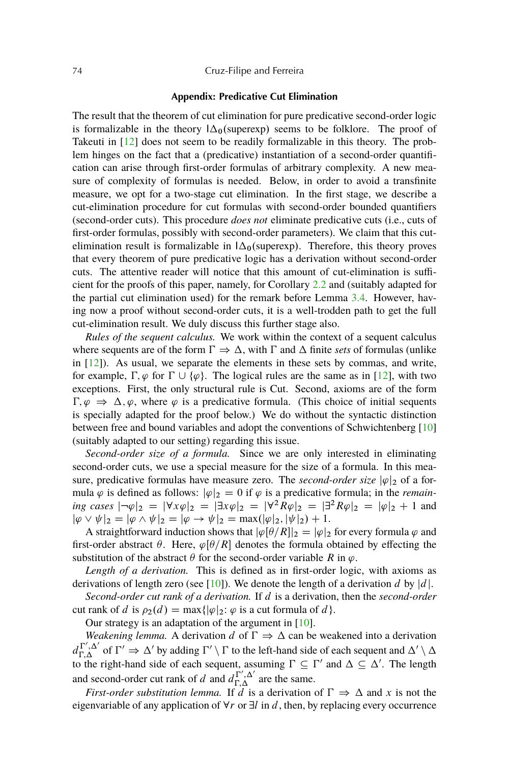### Appendix: Predicative Cut Elimination

The result that the theorem of cut elimination for pure predicative second-order logic is formalizable in the theory $\mathsf{I}\Delta_0(\text{superexp})$ seems to be folklore. The proof of Takeuti in [12] does not seem to be readily formalizable in this theory. The problem hinges on the fact that a (predicative) instantiation of a second-order quantification can arise through first-order formulas of arbitrary complexity. A new measure of complexity of formulas is needed. Below, in order to avoid a transfinite measure, we opt for a two-stage cut elimination. In the first stage, we describe a cut-elimination procedure for cut formulas with second-order bounded quantifiers (second-order cuts). This procedure *does not* eliminate predicative cuts (i.e., cuts of first-order formulas, possibly with second-order parameters). We claim that this cut-elimination result is formalizable in $\mathsf{I}\Delta_0(\text{superexp})$. Therefore, this theory proves that every theorem of pure predicative logic has a derivation without second-order cuts. The attentive reader will notice that this amount of cut-elimination is sufficient for the proofs of this paper, namely, for Corollary 2.2 and (suitably adapted for the partial cut elimination used) for the remark before Lemma 3.4. However, having now a proof without second-order cuts, it is a well-trodden path to get the full cut-elimination result. We duly discuss this further stage also.

*Rules of the sequent calculus.* We work within the context of a sequent calculus where sequents are of the form $\Gamma \Rightarrow \Delta$, with $\Gamma$ and $\Delta$ finite *sets* of formulas (unlike in [12]). As usual, we separate the elements in these sets by commas, and write, for example, $\Gamma, \varphi$ for $\Gamma \cup \{\varphi\}$. The logical rules are the same as in [12], with two exceptions. First, the only structural rule is Cut. Second, axioms are of the form $\Gamma, \varphi \Rightarrow \Delta, \varphi$, where $\varphi$ is a predicative formula. (This choice of initial sequents is specially adapted for the proof below.) We do without the syntactic distinction between free and bound variables and adopt the conventions of Schwichtenberg [10] (suitably adapted to our setting) regarding this issue.

*Second-order size of a formula.* Since we are only interested in eliminating second-order cuts, we use a special measure for the size of a formula. In this measure, predicative formulas have measure zero. The *second-order size* $|\varphi|_2$ of a formula $\varphi$ is defined as follows: $|\varphi|_2 = 0$ if $\varphi$ is a predicative formula; in the *remaining cases* $|\neg\varphi|_2 = |\forall x\varphi|_2 = |\exists x\varphi|_2 = |\forall^2 R\varphi|_2 = |\exists^2 R\varphi|_2 = |\varphi|_2 + 1$ and $|\varphi \vee \psi|_2 = |\varphi \wedge \psi|_2 = |\varphi \to \psi|_2 = \max(|\varphi|_2, |\psi|_2) + 1$.

A straightforward induction shows that $|\varphi[\theta/R]|_2 = |\varphi|_2$ for every formula $\varphi$ and first-order abstract $\theta$. Here, $\varphi[\theta/R]$ denotes the formula obtained by effecting the substitution of the abstract $\theta$ for the second-order variable $R$ in $\varphi$.

*Length of a derivation.* This is defined as in first-order logic, with axioms as derivations of length zero (see [10]). We denote the length of a derivation $d$ by $|d|$.

*Second-order cut rank of a derivation.* If $d$ is a derivation, then the *second-order* cut rank of $d$ is $\rho_2(d) = \max\{|\varphi|_2 \colon \varphi \text{ is a cut formula of } d\}$.

Our strategy is an adaptation of the argument in [10].

*Weakening lemma.* A derivation $d$ of $\Gamma \Rightarrow \Delta$ can be weakened into a derivation $d_{\Gamma,\Delta}^{\Gamma',\Delta'}$ of $\Gamma' \Rightarrow \Delta'$ by adding $\Gamma' \setminus \Gamma$ to the left-hand side of each sequent and $\Delta' \setminus \Delta$ to the right-hand side of each sequent, assuming $\Gamma \subseteq \Gamma'$ and $\Delta \subseteq \Delta'$. The length and second-order cut rank of $d$ and $d_{\Gamma,\Delta}^{\Gamma',\Delta'}$ are the same.

*First-order substitution lemma.* If $d$ is a derivation of $\Gamma \Rightarrow \Delta$ and $x$ is not the eigenvariable of any application of $\forall r$ or $\exists l$ in $d$, then, by replacing every occurrence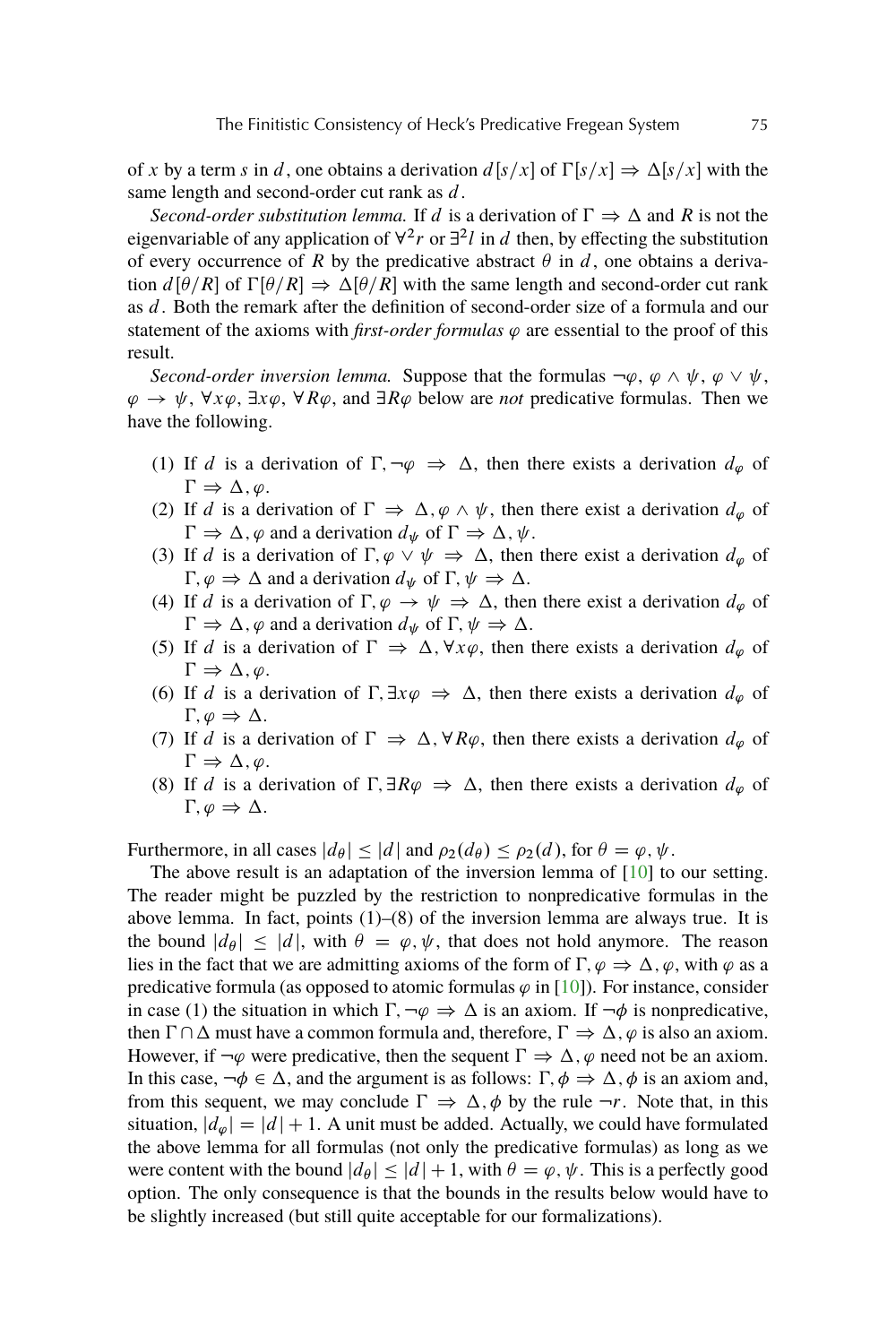of $x$ by a term $s$ in $d$, one obtains a derivation $d[s/x]$ of $\Gamma[s/x] \Rightarrow \Delta[s/x]$ with the same length and second-order cut rank as $d$.

*Second-order substitution lemma.* If $d$ is a derivation of $\Gamma \Rightarrow \Delta$ and $R$ is not the eigenvariable of any application of $\forall^2 r$ or $\exists^2 l$ in $d$ then, by effecting the substitution of every occurrence of $R$ by the predicative abstract $\theta$ in $d$, one obtains a derivation $d[\theta/R]$ of $\Gamma[\theta/R] \Rightarrow \Delta[\theta/R]$ with the same length and second-order cut rank as $d$. Both the remark after the definition of second-order size of a formula and our statement of the axioms with *first-order formulas* $\varphi$ are essential to the proof of this result.

*Second-order inversion lemma.* Suppose that the formulas $\neg\varphi$, $\varphi \wedge \psi$, $\varphi \vee \psi$, $\varphi \to \psi$, $\forall x\varphi$, $\exists x\varphi$, $\forall R\varphi$, and $\exists R\varphi$ below are *not* predicative formulas. Then we have the following.

(1) If $d$ is a derivation of $\Gamma, \neg\varphi \Rightarrow \Delta$, then there exists a derivation $d_\varphi$ of $\Gamma \Rightarrow \Delta, \varphi$.
(2) If $d$ is a derivation of $\Gamma \Rightarrow \Delta, \varphi \wedge \psi$, then there exist a derivation $d_\varphi$ of $\Gamma \Rightarrow \Delta, \varphi$ and a derivation $d_\psi$ of $\Gamma \Rightarrow \Delta, \psi$.
(3) If $d$ is a derivation of $\Gamma, \varphi \vee \psi \Rightarrow \Delta$, then there exist a derivation $d_\varphi$ of $\Gamma, \varphi \Rightarrow \Delta$ and a derivation $d_\psi$ of $\Gamma, \psi \Rightarrow \Delta$.
(4) If $d$ is a derivation of $\Gamma, \varphi \to \psi \Rightarrow \Delta$, then there exist a derivation $d_\varphi$ of $\Gamma \Rightarrow \Delta, \varphi$ and a derivation $d_\psi$ of $\Gamma, \psi \Rightarrow \Delta$.
(5) If $d$ is a derivation of $\Gamma \Rightarrow \Delta, \forall x\varphi$, then there exists a derivation $d_\varphi$ of $\Gamma \Rightarrow \Delta, \varphi$.
(6) If $d$ is a derivation of $\Gamma, \exists x\varphi \Rightarrow \Delta$, then there exists a derivation $d_\varphi$ of $\Gamma, \varphi \Rightarrow \Delta$.
(7) If $d$ is a derivation of $\Gamma \Rightarrow \Delta, \forall R\varphi$, then there exists a derivation $d_\varphi$ of $\Gamma \Rightarrow \Delta, \varphi$.
(8) If $d$ is a derivation of $\Gamma, \exists R\varphi \Rightarrow \Delta$, then there exists a derivation $d_\varphi$ of $\Gamma, \varphi \Rightarrow \Delta$.

Furthermore, in all cases $|d_\theta| \leq |d|$ and $\rho_2(d_\theta) \leq \rho_2(d)$, for $\theta = \varphi, \psi$.

The above result is an adaptation of the inversion lemma of [10] to our setting. The reader might be puzzled by the restriction to nonpredicative formulas in the above lemma. In fact, points (1)–(8) of the inversion lemma are always true. It is the bound $|d_\theta| \leq |d|$, with $\theta = \varphi, \psi$, that does not hold anymore. The reason lies in the fact that we are admitting axioms of the form of $\Gamma, \varphi \Rightarrow \Delta, \varphi$, with $\varphi$ as a predicative formula (as opposed to atomic formulas $\varphi$ in [10]). For instance, consider in case (1) the situation in which $\Gamma, \neg\varphi \Rightarrow \Delta$ is an axiom. If $\neg\phi$ is nonpredicative, then $\Gamma \cap \Delta$ must have a common formula and, therefore, $\Gamma \Rightarrow \Delta, \varphi$ is also an axiom. However, if $\neg\varphi$ were predicative, then the sequent $\Gamma \Rightarrow \Delta, \varphi$ need not be an axiom. In this case, $\neg\phi \in \Delta$, and the argument is as follows: $\Gamma, \phi \Rightarrow \Delta, \phi$ is an axiom and, from this sequent, we may conclude $\Gamma \Rightarrow \Delta, \phi$ by the rule $\neg r$. Note that, in this situation, $|d_\varphi| = |d| + 1$. A unit must be added. Actually, we could have formulated the above lemma for all formulas (not only the predicative formulas) as long as we were content with the bound $|d_\theta| \leq |d| + 1$, with $\theta = \varphi, \psi$. This is a perfectly good option. The only consequence is that the bounds in the results below would have to be slightly increased (but still quite acceptable for our formalizations).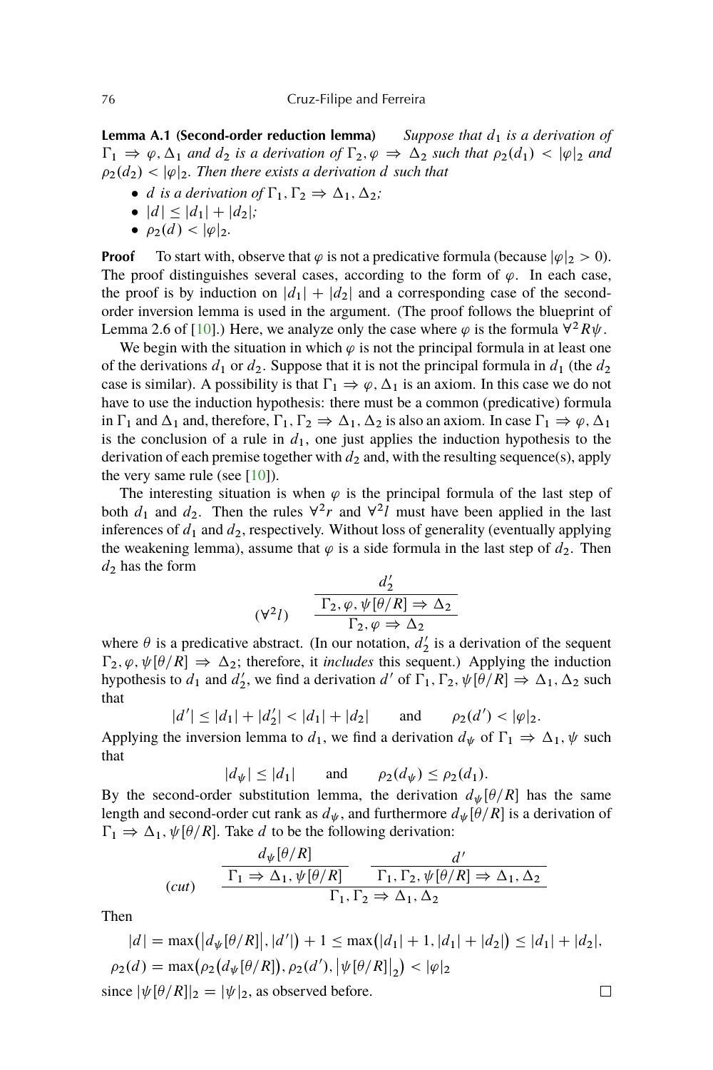**Lemma A.1 (Second-order reduction lemma)** *Suppose that $d_1$ is a derivation of $\Gamma_1 \Rightarrow \varphi, \Delta_1$ and $d_2$ is a derivation of $\Gamma_2, \varphi \Rightarrow \Delta_2$ such that $\rho_2(d_1) < |\varphi|_2$ and $\rho_2(d_2) < |\varphi|_2$. Then there exists a derivation $d$ such that*

- *$d$ is a derivation of $\Gamma_1, \Gamma_2 \Rightarrow \Delta_1, \Delta_2$;*
- *$|d| \leq |d_1| + |d_2|$;*
- *$\rho_2(d) < |\varphi|_2$.*

**Proof** To start with, observe that $\varphi$ is not a predicative formula (because $|\varphi|_2 > 0$). The proof distinguishes several cases, according to the form of $\varphi$. In each case, the proof is by induction on $|d_1| + |d_2|$ and a corresponding case of the second-order inversion lemma is used in the argument. (The proof follows the blueprint of Lemma 2.6 of [10].) Here, we analyze only the case where $\varphi$ is the formula $\forall^2 R\psi$.

We begin with the situation in which $\varphi$ is not the principal formula in at least one of the derivations $d_1$ or $d_2$. Suppose that it is not the principal formula in $d_1$ (the $d_2$ case is similar). A possibility is that $\Gamma_1 \Rightarrow \varphi, \Delta_1$ is an axiom. In this case we do not have to use the induction hypothesis: there must be a common (predicative) formula in $\Gamma_1$ and $\Delta_1$ and, therefore, $\Gamma_1, \Gamma_2 \Rightarrow \Delta_1, \Delta_2$ is also an axiom. In case $\Gamma_1 \Rightarrow \varphi, \Delta_1$ is the conclusion of a rule in $d_1$, one just applies the induction hypothesis to the derivation of each premise together with $d_2$ and, with the resulting sequence(s), apply the very same rule (see [10]).

The interesting situation is when $\varphi$ is the principal formula of the last step of both $d_1$ and $d_2$. Then the rules $\forall^2 r$ and $\forall^2 l$ must have been applied in the last inferences of $d_1$ and $d_2$, respectively. Without loss of generality (eventually applying the weakening lemma), assume that $\varphi$ is a side formula in the last step of $d_2$. Then $d_2$ has the form

$$(\forall^2 l) \quad \cfrac{\cfrac{d_2'}{\Gamma_2, \varphi, \psi[\theta/R] \Rightarrow \Delta_2}}{\Gamma_2, \varphi \Rightarrow \Delta_2}$$

where $\theta$ is a predicative abstract. (In our notation, $d_2'$ is a derivation of the sequent $\Gamma_2, \varphi, \psi[\theta/R] \Rightarrow \Delta_2$; therefore, it *includes* this sequent.) Applying the induction hypothesis to $d_1$ and $d_2'$, we find a derivation $d'$ of $\Gamma_1, \Gamma_2, \psi[\theta/R] \Rightarrow \Delta_1, \Delta_2$ such that

$$|d'| \leq |d_1| + |d_2'| < |d_1| + |d_2| \qquad \text{and} \qquad \rho_2(d') < |\varphi|_2.$$

Applying the inversion lemma to $d_1$, we find a derivation $d_\psi$ of $\Gamma_1 \Rightarrow \Delta_1, \psi$ such that

$$|d_\psi| \leq |d_1| \qquad \text{and} \qquad \rho_2(d_\psi) \leq \rho_2(d_1).$$

By the second-order substitution lemma, the derivation $d_\psi[\theta/R]$ has the same length and second-order cut rank as $d_\psi$, and furthermore $d_\psi[\theta/R]$ is a derivation of $\Gamma_1 \Rightarrow \Delta_1, \psi[\theta/R]$. Take $d$ to be the following derivation:

$$(cut) \quad \cfrac{\cfrac{d_\psi[\theta/R]}{\Gamma_1 \Rightarrow \Delta_1, \psi[\theta/R]} \qquad \cfrac{d'}{\Gamma_1, \Gamma_2, \psi[\theta/R] \Rightarrow \Delta_1, \Delta_2}}{\Gamma_1, \Gamma_2 \Rightarrow \Delta_1, \Delta_2}$$

Then

$$|d| = \max\left(\left|d_\psi[\theta/R]\right|, |d'|\right) + 1 \leq \max\left(|d_1| + 1, |d_1| + |d_2|\right) \leq |d_1| + |d_2|,$$

$$\rho_2(d) = \max\left(\rho_2\left(d_\psi[\theta/R]\right), \rho_2(d'), \left|\psi[\theta/R]\right|_2\right) < |\varphi|_2$$

since $|\psi[\theta/R]|_2 = |\psi|_2$, as observed before. □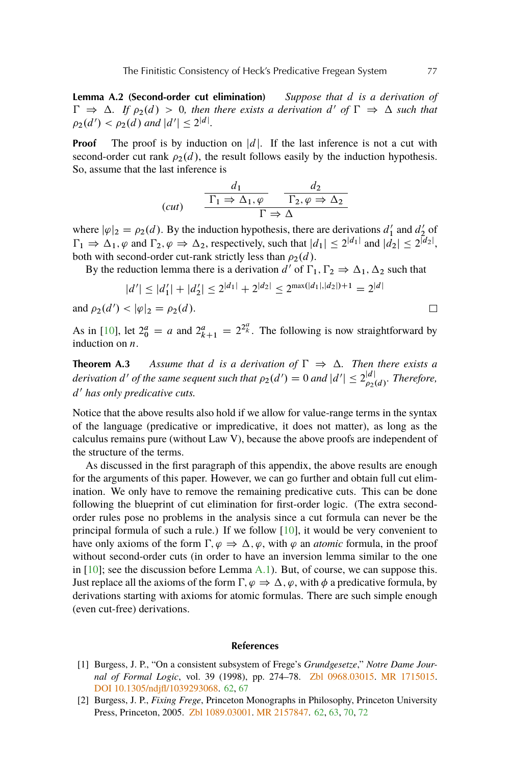**Lemma A.2 (Second-order cut elimination)** *Suppose that $d$ is a derivation of $\Gamma \Rightarrow \Delta$. If $\rho_2(d) > 0$, then there exists a derivation $d'$ of $\Gamma \Rightarrow \Delta$ such that $\rho_2(d') < \rho_2(d)$ and $|d'| \leq 2^{|d|}$.*

**Proof** The proof is by induction on $|d|$. If the last inference is not a cut with second-order cut rank $\rho_2(d)$, the result follows easily by the induction hypothesis. So, assume that the last inference is

$$(cut) \qquad \dfrac{\dfrac{d_1}{\Gamma_1 \Rightarrow \Delta_1, \varphi} \qquad \dfrac{d_2}{\Gamma_2, \varphi \Rightarrow \Delta_2}}{\Gamma \Rightarrow \Delta}$$

where $|\varphi|_2 = \rho_2(d)$. By the induction hypothesis, there are derivations $d_1'$ and $d_2'$ of $\Gamma_1 \Rightarrow \Delta_1, \varphi$ and $\Gamma_2, \varphi \Rightarrow \Delta_2$, respectively, such that $|d_1| \leq 2^{|d_1|}$ and $|d_2| \leq 2^{|d_2|}$, both with second-order cut-rank strictly less than $\rho_2(d)$.

By the reduction lemma there is a derivation $d'$ of $\Gamma_1, \Gamma_2 \Rightarrow \Delta_1, \Delta_2$ such that

$$|d'| \leq |d_1'| + |d_2'| \leq 2^{|d_1|} + 2^{|d_2|} \leq 2^{\max(|d_1|,|d_2|)+1} = 2^{|d|}$$

and $\rho_2(d') < |\varphi|_2 = \rho_2(d)$. □

As in [10], let $2_0^a = a$ and $2_{k+1}^a = 2^{2_k^a}$. The following is now straightforward by induction on $n$.

**Theorem A.3** *Assume that $d$ is a derivation of $\Gamma \Rightarrow \Delta$. Then there exists a derivation $d'$ of the same sequent such that $\rho_2(d') = 0$ and $|d'| \leq 2_{\rho_2(d)}^{|d|}$. Therefore, $d'$ has only predicative cuts.*

Notice that the above results also hold if we allow for value-range terms in the syntax of the language (predicative or impredicative, it does not matter), as long as the calculus remains pure (without Law V), because the above proofs are independent of the structure of the terms.

As discussed in the first paragraph of this appendix, the above results are enough for the arguments of this paper. However, we can go further and obtain full cut elimination. We only have to remove the remaining predicative cuts. This can be done following the blueprint of cut elimination for first-order logic. (The extra second-order rules pose no problems in the analysis since a cut formula can never be the principal formula of such a rule.) If we follow [10], it would be very convenient to have only axioms of the form $\Gamma, \varphi \Rightarrow \Delta, \varphi$, with $\varphi$ an *atomic* formula, in the proof without second-order cuts (in order to have an inversion lemma similar to the one in [10]; see the discussion before Lemma A.1). But, of course, we can suppose this. Just replace all the axioms of the form $\Gamma, \varphi \Rightarrow \Delta, \varphi$, with $\phi$ a predicative formula, by derivations starting with axioms for atomic formulas. There are such simple enough (even cut-free) derivations.

## References

[1] Burgess, J. P., "On a consistent subsystem of Frege's *Grundgesetze*," *Notre Dame Journal of Formal Logic*, vol. 39 (1998), pp. 274–78. Zbl 0968.03015. MR 1715015. DOI 10.1305/ndjfl/1039293068. 62, 67

[2] Burgess, J. P., *Fixing Frege*, Princeton Monographs in Philosophy, Princeton University Press, Princeton, 2005. Zbl 1089.03001. MR 2157847. 62, 63, 70, 72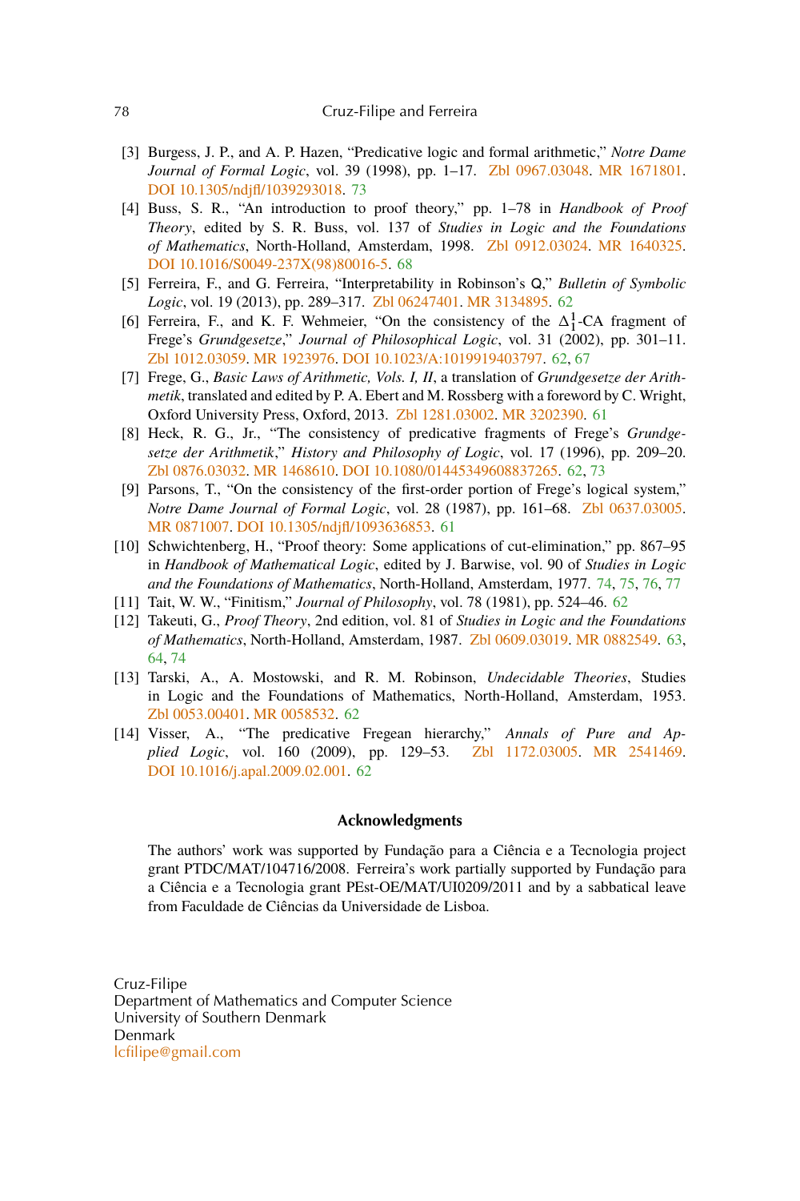[3] Burgess, J. P., and A. P. Hazen, "Predicative logic and formal arithmetic," *Notre Dame Journal of Formal Logic*, vol. 39 (1998), pp. 1–17. Zbl 0967.03048. MR 1671801. DOI 10.1305/ndjfl/1039293018. 73

[4] Buss, S. R., "An introduction to proof theory," pp. 1–78 in *Handbook of Proof Theory*, edited by S. R. Buss, vol. 137 of *Studies in Logic and the Foundations of Mathematics*, North-Holland, Amsterdam, 1998. Zbl 0912.03024. MR 1640325. DOI 10.1016/S0049-237X(98)80016-5. 68

[5] Ferreira, F., and G. Ferreira, "Interpretability in Robinson's Q," *Bulletin of Symbolic Logic*, vol. 19 (2013), pp. 289–317. Zbl 06247401. MR 3134895. 62

[6] Ferreira, F., and K. F. Wehmeier, "On the consistency of the $\Delta^1_1$-CA fragment of Frege's *Grundgesetze*," *Journal of Philosophical Logic*, vol. 31 (2002), pp. 301–11. Zbl 1012.03059. MR 1923976. DOI 10.1023/A:1019919403797. 62, 67

[7] Frege, G., *Basic Laws of Arithmetic, Vols. I, II*, a translation of *Grundgesetze der Arithmetik*, translated and edited by P. A. Ebert and M. Rossberg with a foreword by C. Wright, Oxford University Press, Oxford, 2013. Zbl 1281.03002. MR 3202390. 61

[8] Heck, R. G., Jr., "The consistency of predicative fragments of Frege's *Grundgesetze der Arithmetik*," *History and Philosophy of Logic*, vol. 17 (1996), pp. 209–20. Zbl 0876.03032. MR 1468610. DOI 10.1080/01445349608837265. 62, 73

[9] Parsons, T., "On the consistency of the first-order portion of Frege's logical system," *Notre Dame Journal of Formal Logic*, vol. 28 (1987), pp. 161–68. Zbl 0637.03005. MR 0871007. DOI 10.1305/ndjfl/1093636853. 61

[10] Schwichtenberg, H., "Proof theory: Some applications of cut-elimination," pp. 867–95 in *Handbook of Mathematical Logic*, edited by J. Barwise, vol. 90 of *Studies in Logic and the Foundations of Mathematics*, North-Holland, Amsterdam, 1977. 74, 75, 76, 77

[11] Tait, W. W., "Finitism," *Journal of Philosophy*, vol. 78 (1981), pp. 524–46. 62

[12] Takeuti, G., *Proof Theory*, 2nd edition, vol. 81 of *Studies in Logic and the Foundations of Mathematics*, North-Holland, Amsterdam, 1987. Zbl 0609.03019. MR 0882549. 63, 64, 74

[13] Tarski, A., A. Mostowski, and R. M. Robinson, *Undecidable Theories*, Studies in Logic and the Foundations of Mathematics, North-Holland, Amsterdam, 1953. Zbl 0053.00401. MR 0058532. 62

[14] Visser, A., "The predicative Fregean hierarchy," *Annals of Pure and Applied Logic*, vol. 160 (2009), pp. 129–53. Zbl 1172.03005. MR 2541469. DOI 10.1016/j.apal.2009.02.001. 62

## Acknowledgments

The authors' work was supported by Fundação para a Ciência e a Tecnologia project grant PTDC/MAT/104716/2008. Ferreira's work partially supported by Fundação para a Ciência e a Tecnologia grant PEst-OE/MAT/UI0209/2011 and by a sabbatical leave from Faculdade de Ciências da Universidade de Lisboa.

Cruz-Filipe
Department of Mathematics and Computer Science
University of Southern Denmark
Denmark
lcfilipe@gmail.com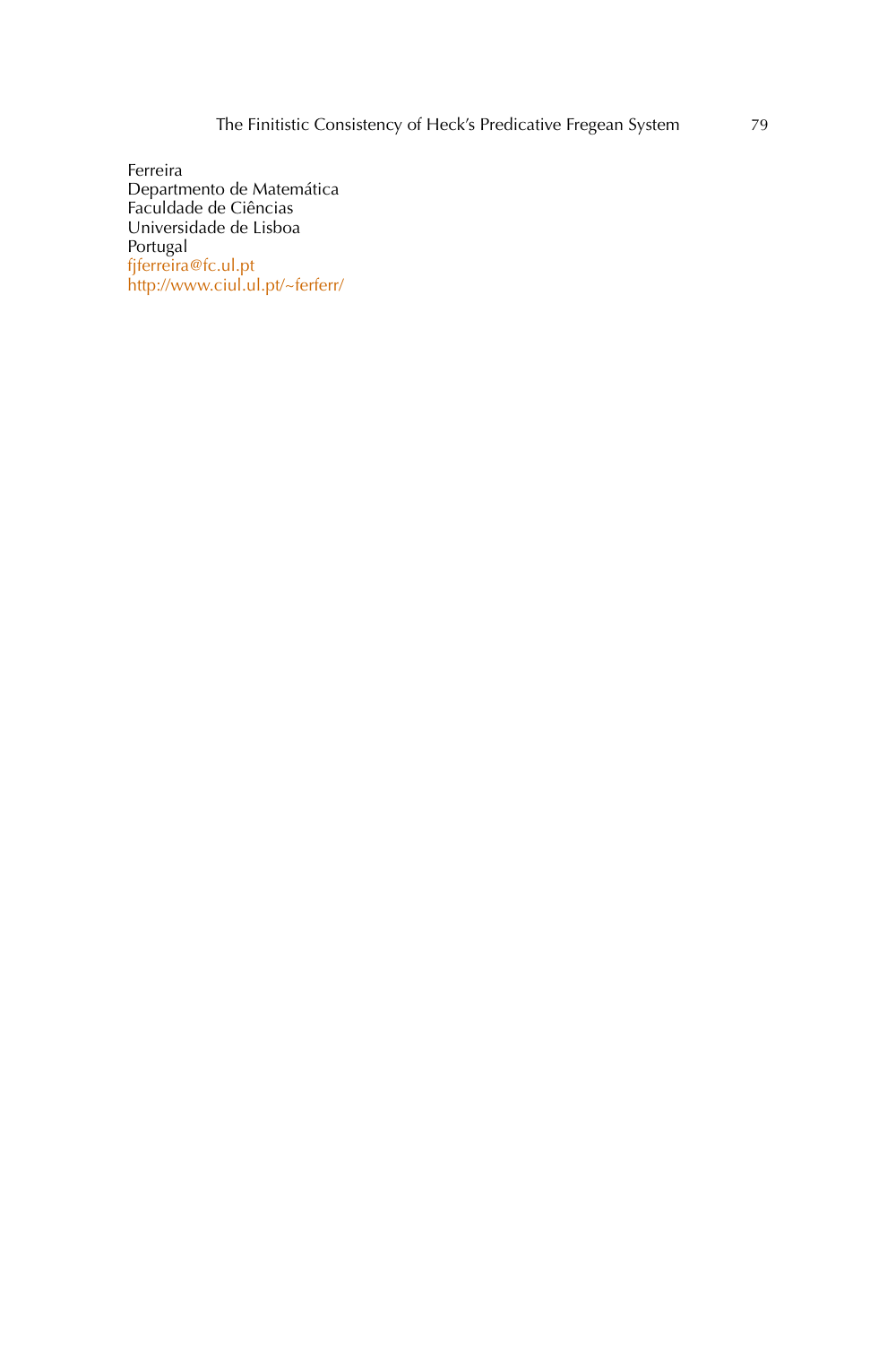Ferreira
Departmento de Matemática
Faculdade de Ciências
Universidade de Lisboa
Portugal
fjferreira@fc.ul.pt
http://www.ciul.ul.pt/~ferferr/